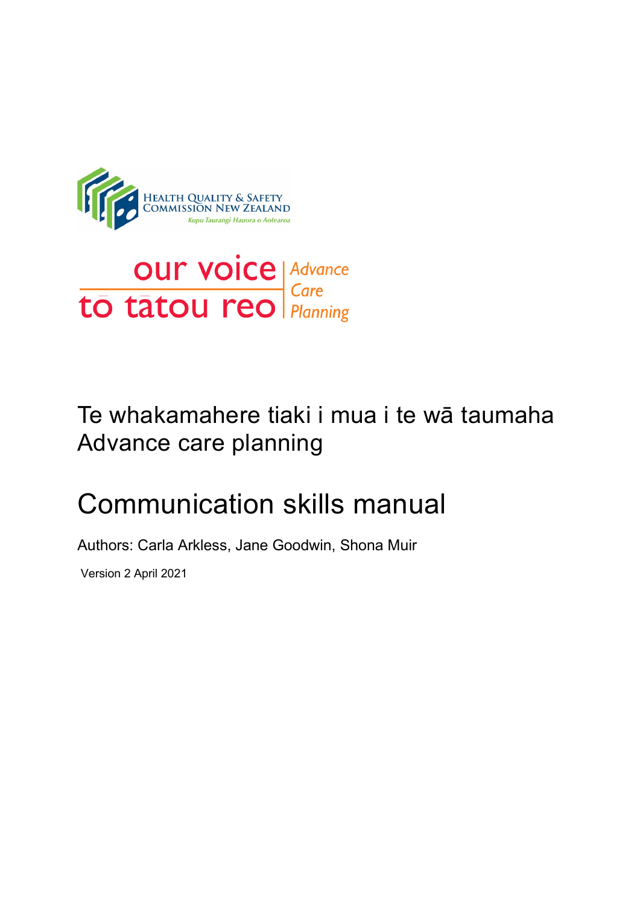HEALTH QUALITY & SAFETY COMMISSION NEW ZEALAND

*Kupu Taurangi Hauora o Aotearoa*

our voice | *Advance Care Planning*

tō tātou reo

# Te whakamahere tiaki i mua i te wā taumaha
# Advance care planning

# Communication skills manual

Authors: Carla Arkless, Jane Goodwin, Shona Muir

Version 2 April 2021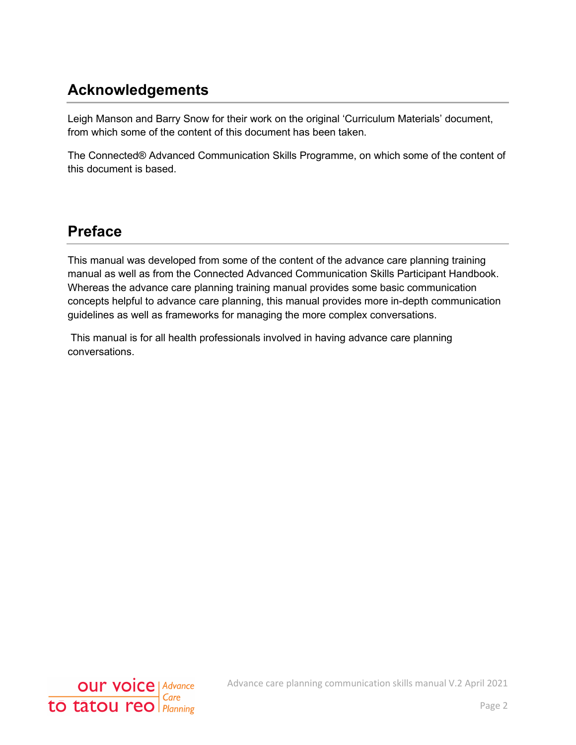## Acknowledgements

Leigh Manson and Barry Snow for their work on the original 'Curriculum Materials' document, from which some of the content of this document has been taken.

The Connected® Advanced Communication Skills Programme, on which some of the content of this document is based.

## Preface

This manual was developed from some of the content of the advance care planning training manual as well as from the Connected Advanced Communication Skills Participant Handbook. Whereas the advance care planning training manual provides some basic communication concepts helpful to advance care planning, this manual provides more in-depth communication guidelines as well as frameworks for managing the more complex conversations.

This manual is for all health professionals involved in having advance care planning conversations.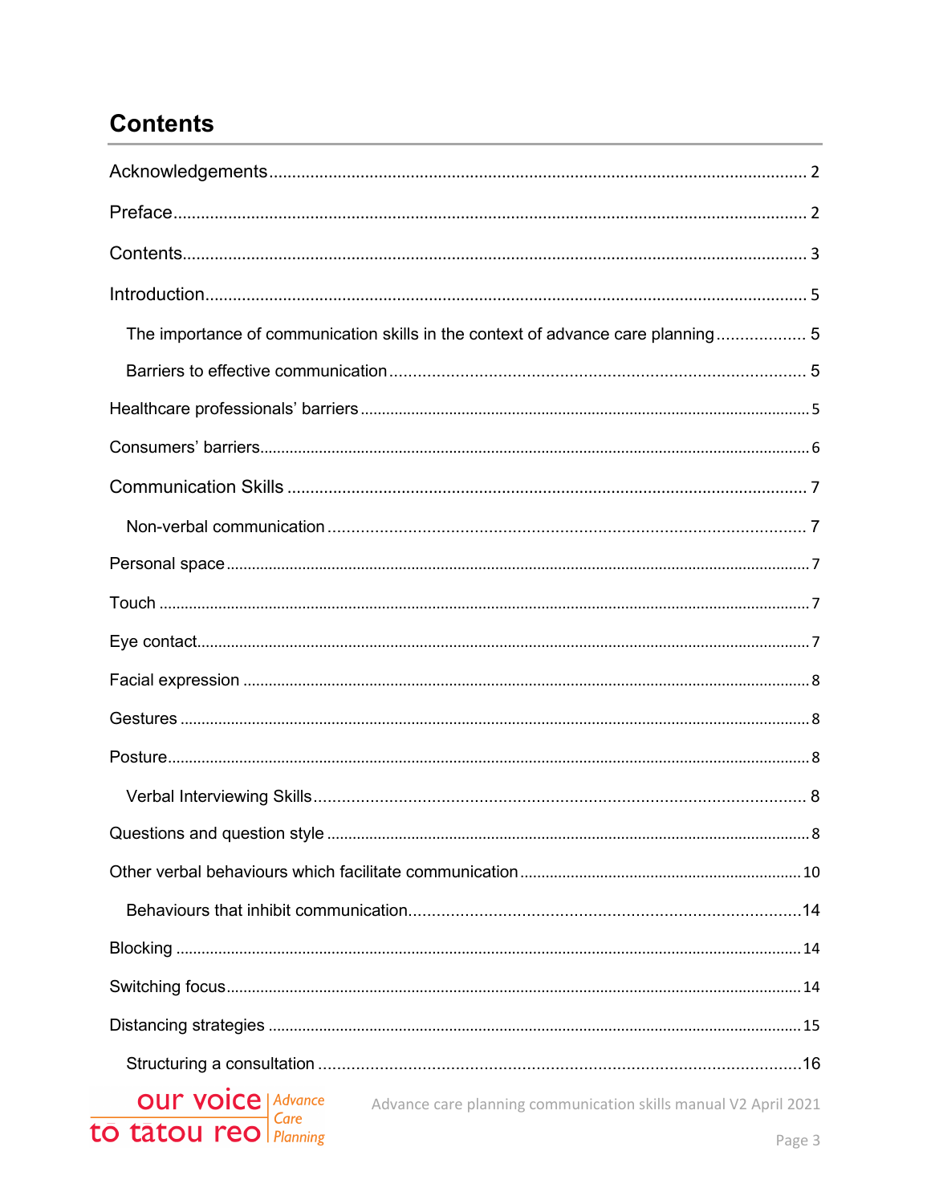# Contents

Acknowledgements .......... 2

Preface .......... 2

Contents .......... 3

Introduction .......... 5

- The importance of communication skills in the context of advance care planning .......... 5
- Barriers to effective communication .......... 5

Healthcare professionals' barriers .......... 5

Consumers' barriers .......... 6

Communication Skills .......... 7

- Non-verbal communication .......... 7

Personal space .......... 7

Touch .......... 7

Eye contact .......... 7

Facial expression .......... 8

Gestures .......... 8

Posture .......... 8

- Verbal Interviewing Skills .......... 8

Questions and question style .......... 8

Other verbal behaviours which facilitate communication .......... 10

- Behaviours that inhibit communication .......... 14

Blocking .......... 14

Switching focus .......... 14

Distancing strategies .......... 15

- Structuring a consultation .......... 16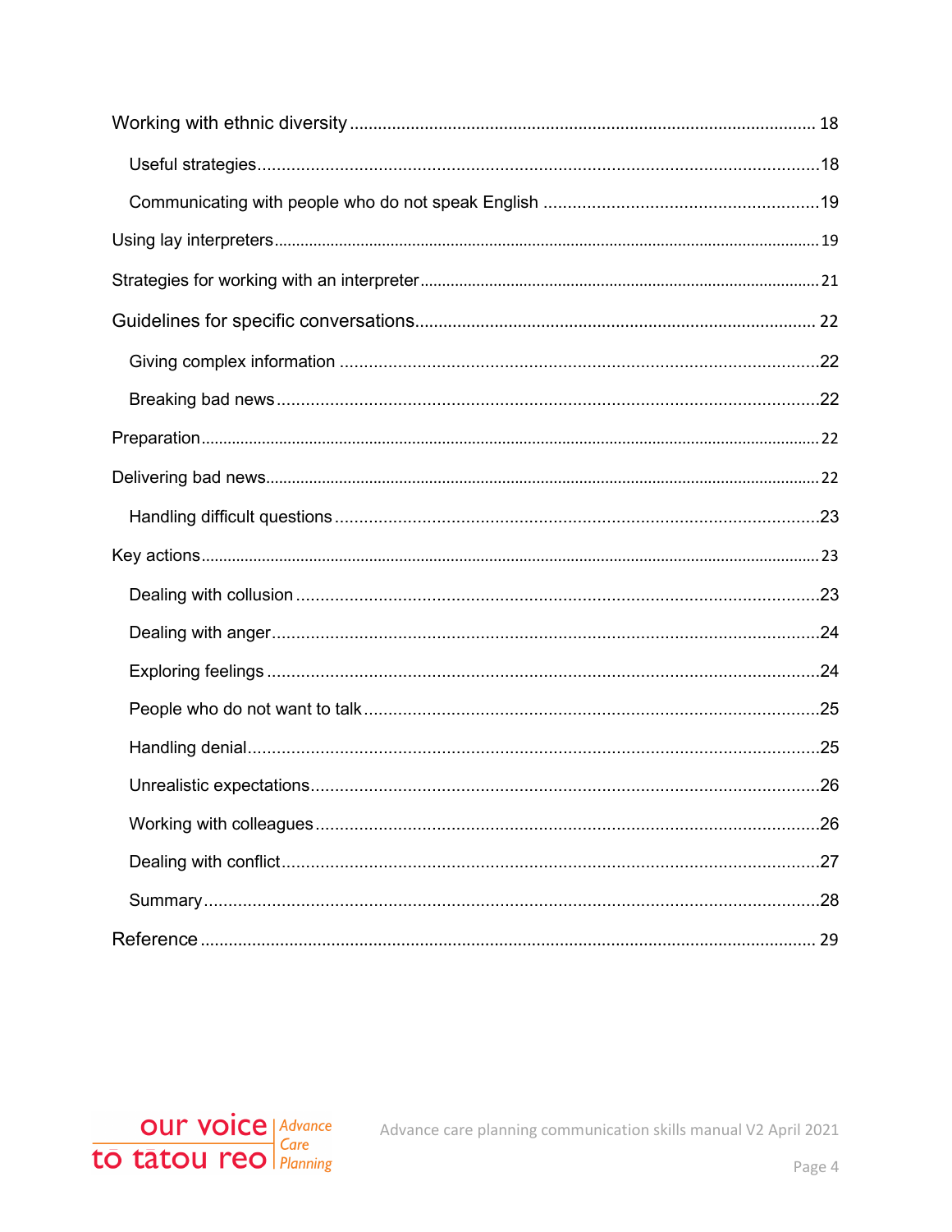Working with ethnic diversity ..................................................................................................... 18

- Useful strategies ..................................................................................................................18
- Communicating with people who do not speak English ........................................................19

Using lay interpreters ......................................................................................................................19

Strategies for working with an interpreter ......................................................................................21

Guidelines for specific conversations ............................................................................................ 22

- Giving complex information ..................................................................................................22
- Breaking bad news ...............................................................................................................22

Preparation ....................................................................................................................................22

Delivering bad news .......................................................................................................................22

- Handling difficult questions ...................................................................................................23

Key actions .....................................................................................................................................23

- Dealing with collusion ...........................................................................................................23
- Dealing with anger ...............................................................................................................24
- Exploring feelings .................................................................................................................24
- People who do not want to talk .............................................................................................25
- Handling denial .....................................................................................................................25
- Unrealistic expectations ........................................................................................................26
- Working with colleagues .......................................................................................................26
- Dealing with conflict ..............................................................................................................27
- Summary ..............................................................................................................................28

Reference ..................................................................................................................................... 29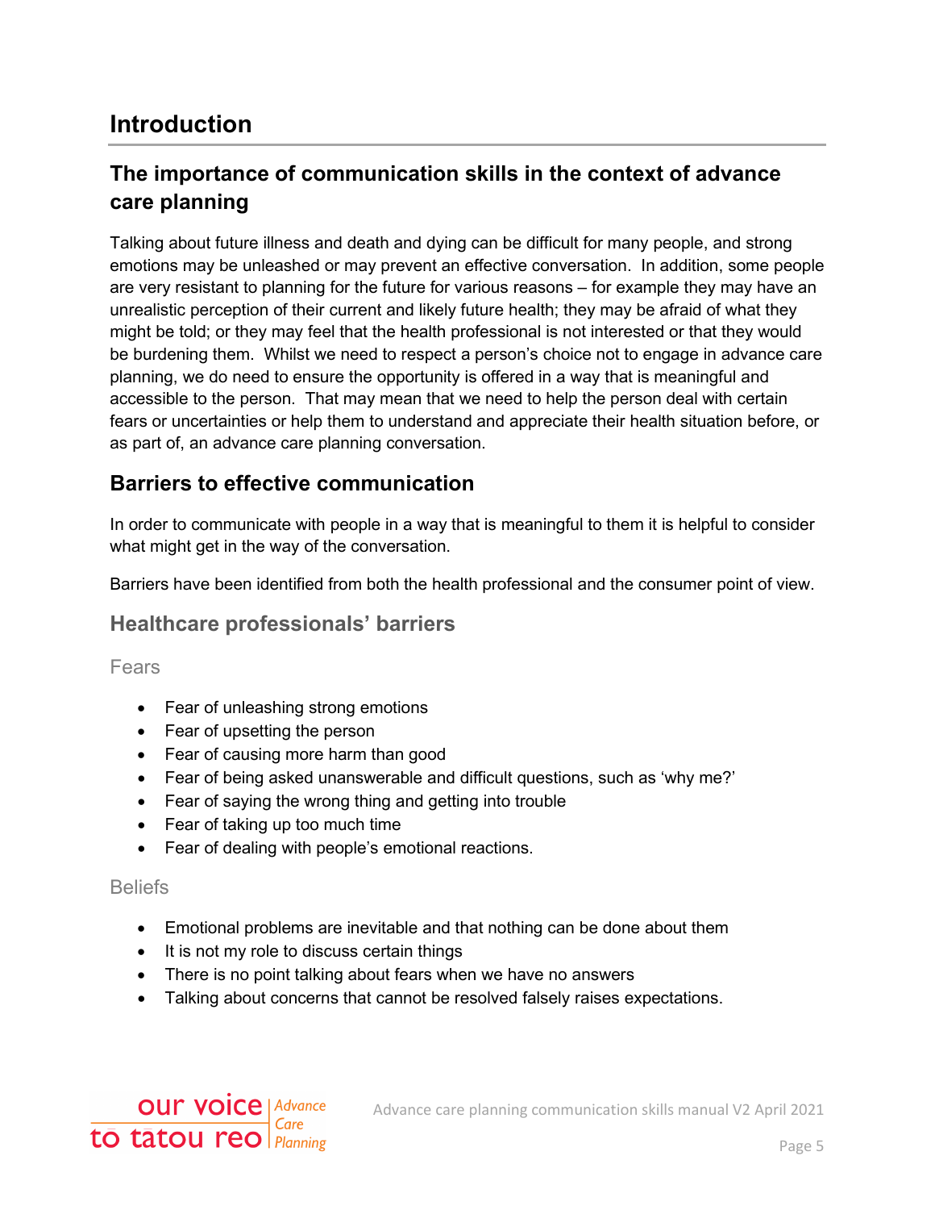# Introduction

## The importance of communication skills in the context of advance care planning

Talking about future illness and death and dying can be difficult for many people, and strong emotions may be unleashed or may prevent an effective conversation. In addition, some people are very resistant to planning for the future for various reasons – for example they may have an unrealistic perception of their current and likely future health; they may be afraid of what they might be told; or they may feel that the health professional is not interested or that they would be burdening them. Whilst we need to respect a person's choice not to engage in advance care planning, we do need to ensure the opportunity is offered in a way that is meaningful and accessible to the person. That may mean that we need to help the person deal with certain fears or uncertainties or help them to understand and appreciate their health situation before, or as part of, an advance care planning conversation.

## Barriers to effective communication

In order to communicate with people in a way that is meaningful to them it is helpful to consider what might get in the way of the conversation.

Barriers have been identified from both the health professional and the consumer point of view.

### Healthcare professionals' barriers

#### Fears

- Fear of unleashing strong emotions
- Fear of upsetting the person
- Fear of causing more harm than good
- Fear of being asked unanswerable and difficult questions, such as 'why me?'
- Fear of saying the wrong thing and getting into trouble
- Fear of taking up too much time
- Fear of dealing with people's emotional reactions.

#### Beliefs

- Emotional problems are inevitable and that nothing can be done about them
- It is not my role to discuss certain things
- There is no point talking about fears when we have no answers
- Talking about concerns that cannot be resolved falsely raises expectations.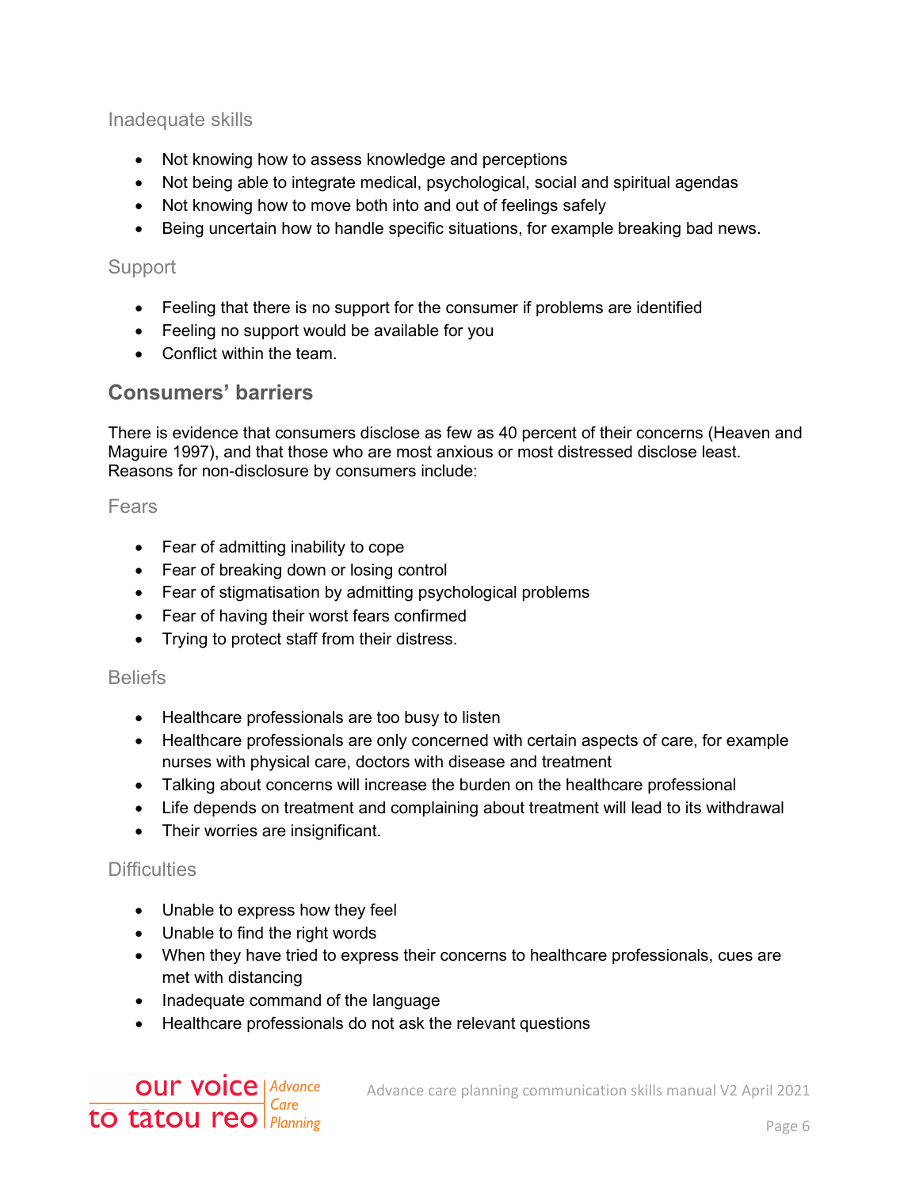### Inadequate skills

- Not knowing how to assess knowledge and perceptions
- Not being able to integrate medical, psychological, social and spiritual agendas
- Not knowing how to move both into and out of feelings safely
- Being uncertain how to handle specific situations, for example breaking bad news.

### Support

- Feeling that there is no support for the consumer if problems are identified
- Feeling no support would be available for you
- Conflict within the team.

## Consumers' barriers

There is evidence that consumers disclose as few as 40 percent of their concerns (Heaven and Maguire 1997), and that those who are most anxious or most distressed disclose least. Reasons for non-disclosure by consumers include:

### Fears

- Fear of admitting inability to cope
- Fear of breaking down or losing control
- Fear of stigmatisation by admitting psychological problems
- Fear of having their worst fears confirmed
- Trying to protect staff from their distress.

### Beliefs

- Healthcare professionals are too busy to listen
- Healthcare professionals are only concerned with certain aspects of care, for example nurses with physical care, doctors with disease and treatment
- Talking about concerns will increase the burden on the healthcare professional
- Life depends on treatment and complaining about treatment will lead to its withdrawal
- Their worries are insignificant.

### Difficulties

- Unable to express how they feel
- Unable to find the right words
- When they have tried to express their concerns to healthcare professionals, cues are met with distancing
- Inadequate command of the language
- Healthcare professionals do not ask the relevant questions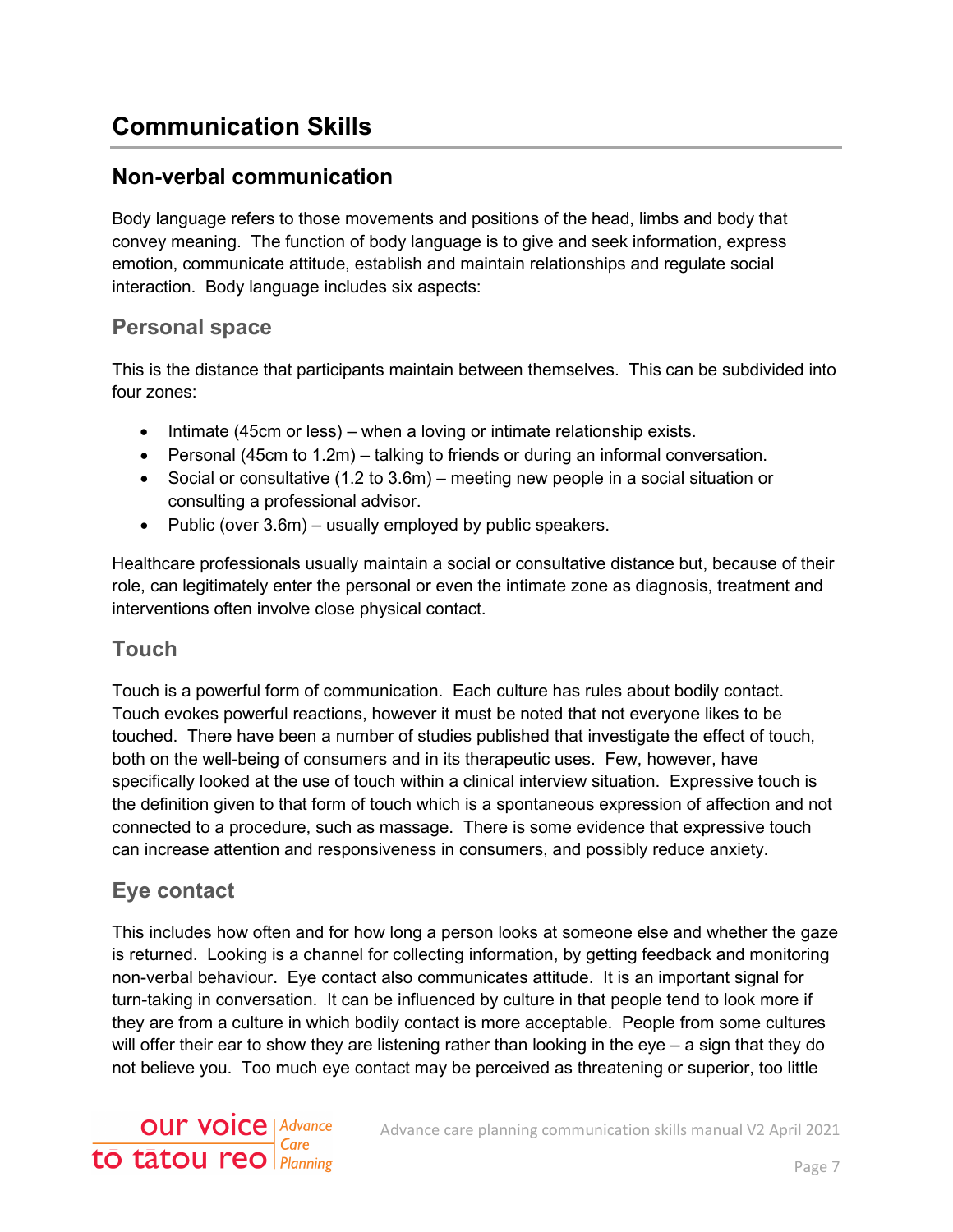# Communication Skills

## Non-verbal communication

Body language refers to those movements and positions of the head, limbs and body that convey meaning. The function of body language is to give and seek information, express emotion, communicate attitude, establish and maintain relationships and regulate social interaction. Body language includes six aspects:

### Personal space

This is the distance that participants maintain between themselves. This can be subdivided into four zones:

- Intimate (45cm or less) – when a loving or intimate relationship exists.
- Personal (45cm to 1.2m) – talking to friends or during an informal conversation.
- Social or consultative (1.2 to 3.6m) – meeting new people in a social situation or consulting a professional advisor.
- Public (over 3.6m) – usually employed by public speakers.

Healthcare professionals usually maintain a social or consultative distance but, because of their role, can legitimately enter the personal or even the intimate zone as diagnosis, treatment and interventions often involve close physical contact.

### Touch

Touch is a powerful form of communication. Each culture has rules about bodily contact. Touch evokes powerful reactions, however it must be noted that not everyone likes to be touched. There have been a number of studies published that investigate the effect of touch, both on the well-being of consumers and in its therapeutic uses. Few, however, have specifically looked at the use of touch within a clinical interview situation. Expressive touch is the definition given to that form of touch which is a spontaneous expression of affection and not connected to a procedure, such as massage. There is some evidence that expressive touch can increase attention and responsiveness in consumers, and possibly reduce anxiety.

### Eye contact

This includes how often and for how long a person looks at someone else and whether the gaze is returned. Looking is a channel for collecting information, by getting feedback and monitoring non-verbal behaviour. Eye contact also communicates attitude. It is an important signal for turn-taking in conversation. It can be influenced by culture in that people tend to look more if they are from a culture in which bodily contact is more acceptable. People from some cultures will offer their ear to show they are listening rather than looking in the eye – a sign that they do not believe you. Too much eye contact may be perceived as threatening or superior, too little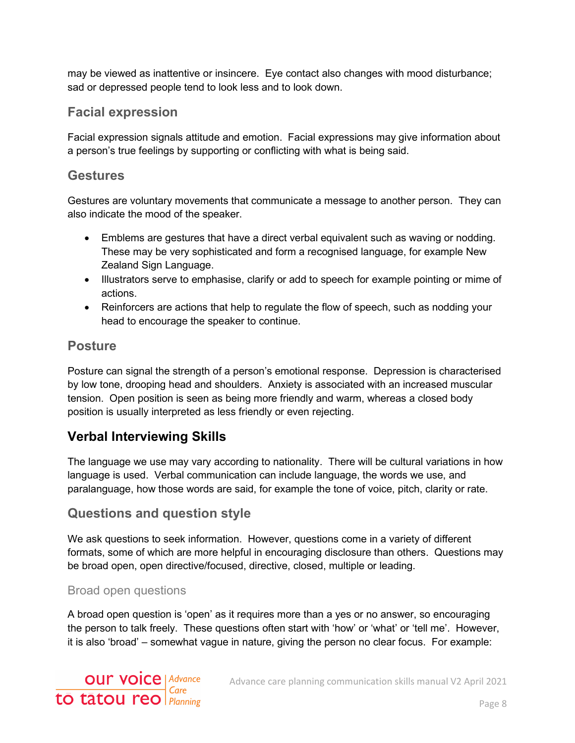may be viewed as inattentive or insincere. Eye contact also changes with mood disturbance; sad or depressed people tend to look less and to look down.

### Facial expression

Facial expression signals attitude and emotion. Facial expressions may give information about a person's true feelings by supporting or conflicting with what is being said.

### Gestures

Gestures are voluntary movements that communicate a message to another person. They can also indicate the mood of the speaker.

- Emblems are gestures that have a direct verbal equivalent such as waving or nodding. These may be very sophisticated and form a recognised language, for example New Zealand Sign Language.
- Illustrators serve to emphasise, clarify or add to speech for example pointing or mime of actions.
- Reinforcers are actions that help to regulate the flow of speech, such as nodding your head to encourage the speaker to continue.

### Posture

Posture can signal the strength of a person's emotional response. Depression is characterised by low tone, drooping head and shoulders. Anxiety is associated with an increased muscular tension. Open position is seen as being more friendly and warm, whereas a closed body position is usually interpreted as less friendly or even rejecting.

## Verbal Interviewing Skills

The language we use may vary according to nationality. There will be cultural variations in how language is used. Verbal communication can include language, the words we use, and paralanguage, how those words are said, for example the tone of voice, pitch, clarity or rate.

### Questions and question style

We ask questions to seek information. However, questions come in a variety of different formats, some of which are more helpful in encouraging disclosure than others. Questions may be broad open, open directive/focused, directive, closed, multiple or leading.

#### Broad open questions

A broad open question is 'open' as it requires more than a yes or no answer, so encouraging the person to talk freely. These questions often start with 'how' or 'what' or 'tell me'. However, it is also 'broad' – somewhat vague in nature, giving the person no clear focus. For example: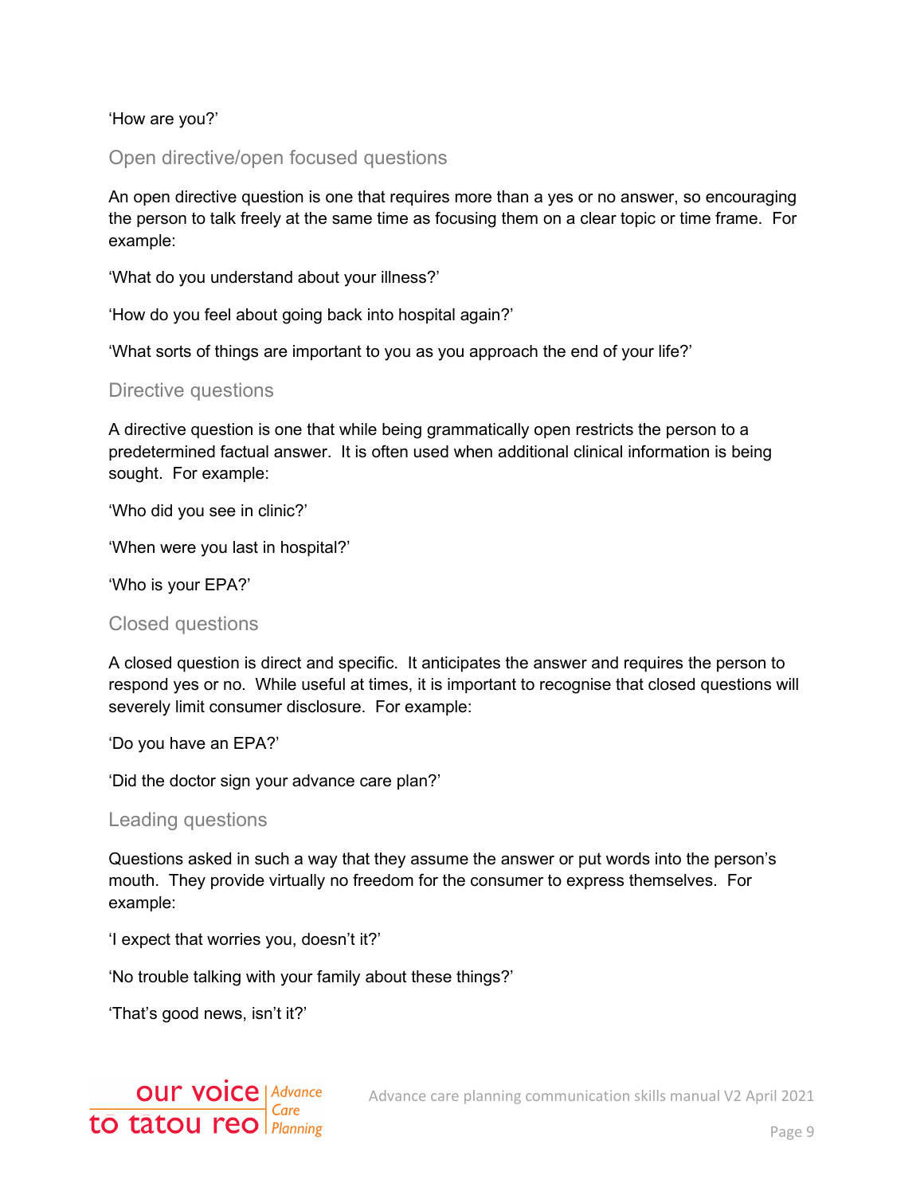'How are you?'

### Open directive/open focused questions

An open directive question is one that requires more than a yes or no answer, so encouraging the person to talk freely at the same time as focusing them on a clear topic or time frame. For example:

'What do you understand about your illness?'

'How do you feel about going back into hospital again?'

'What sorts of things are important to you as you approach the end of your life?'

### Directive questions

A directive question is one that while being grammatically open restricts the person to a predetermined factual answer. It is often used when additional clinical information is being sought. For example:

'Who did you see in clinic?'

'When were you last in hospital?'

'Who is your EPA?'

### Closed questions

A closed question is direct and specific. It anticipates the answer and requires the person to respond yes or no. While useful at times, it is important to recognise that closed questions will severely limit consumer disclosure. For example:

'Do you have an EPA?'

'Did the doctor sign your advance care plan?'

### Leading questions

Questions asked in such a way that they assume the answer or put words into the person's mouth. They provide virtually no freedom for the consumer to express themselves. For example:

'I expect that worries you, doesn't it?'

'No trouble talking with your family about these things?'

'That's good news, isn't it?'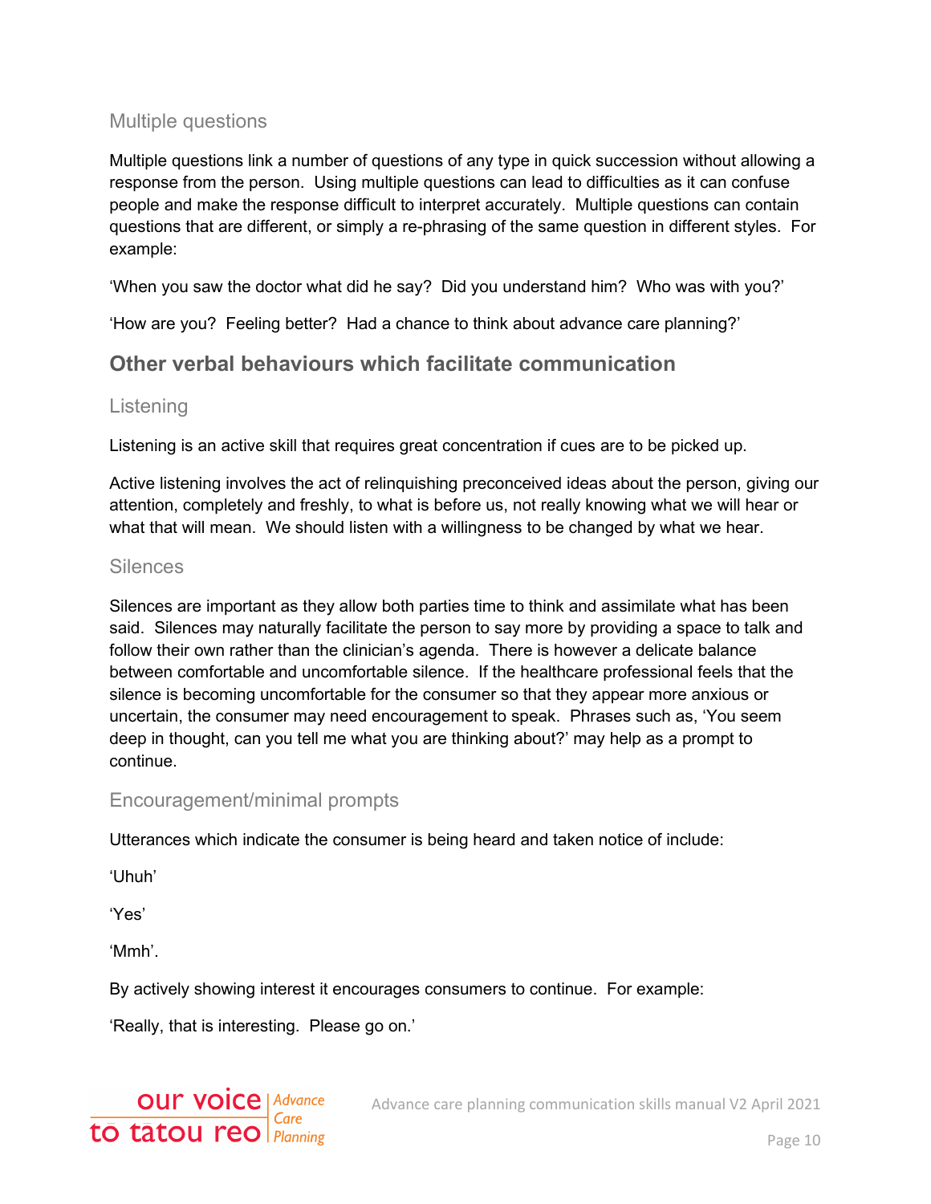### Multiple questions

Multiple questions link a number of questions of any type in quick succession without allowing a response from the person. Using multiple questions can lead to difficulties as it can confuse people and make the response difficult to interpret accurately. Multiple questions can contain questions that are different, or simply a re-phrasing of the same question in different styles. For example:

'When you saw the doctor what did he say? Did you understand him? Who was with you?'

'How are you? Feeling better? Had a chance to think about advance care planning?'

## Other verbal behaviours which facilitate communication

### Listening

Listening is an active skill that requires great concentration if cues are to be picked up.

Active listening involves the act of relinquishing preconceived ideas about the person, giving our attention, completely and freshly, to what is before us, not really knowing what we will hear or what that will mean. We should listen with a willingness to be changed by what we hear.

### Silences

Silences are important as they allow both parties time to think and assimilate what has been said. Silences may naturally facilitate the person to say more by providing a space to talk and follow their own rather than the clinician's agenda. There is however a delicate balance between comfortable and uncomfortable silence. If the healthcare professional feels that the silence is becoming uncomfortable for the consumer so that they appear more anxious or uncertain, the consumer may need encouragement to speak. Phrases such as, 'You seem deep in thought, can you tell me what you are thinking about?' may help as a prompt to continue.

### Encouragement/minimal prompts

Utterances which indicate the consumer is being heard and taken notice of include:

'Uhuh'

'Yes'

'Mmh'.

By actively showing interest it encourages consumers to continue. For example:

'Really, that is interesting. Please go on.'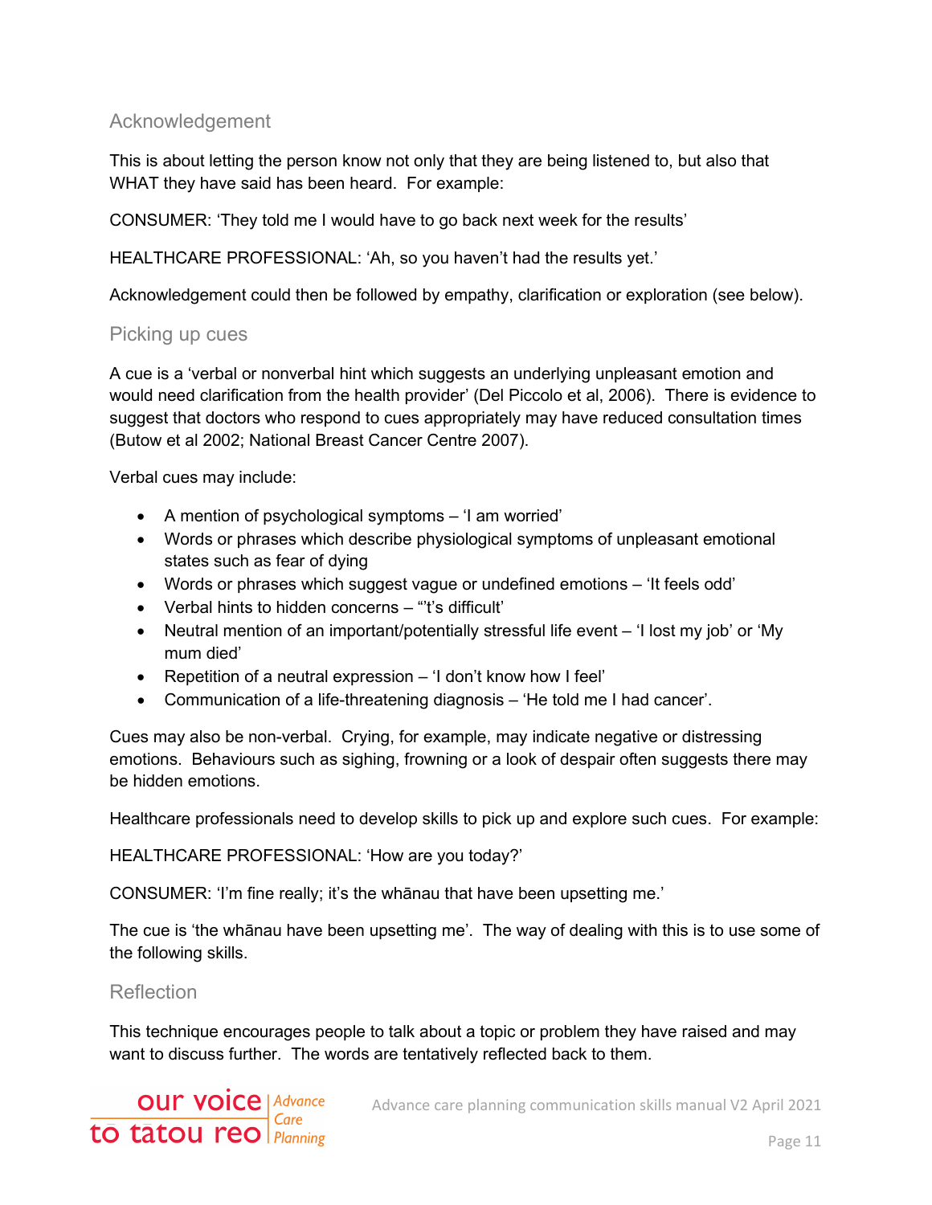## Acknowledgement

This is about letting the person know not only that they are being listened to, but also that WHAT they have said has been heard. For example:

CONSUMER: 'They told me I would have to go back next week for the results'

HEALTHCARE PROFESSIONAL: 'Ah, so you haven't had the results yet.'

Acknowledgement could then be followed by empathy, clarification or exploration (see below).

## Picking up cues

A cue is a 'verbal or nonverbal hint which suggests an underlying unpleasant emotion and would need clarification from the health provider' (Del Piccolo et al, 2006). There is evidence to suggest that doctors who respond to cues appropriately may have reduced consultation times (Butow et al 2002; National Breast Cancer Centre 2007).

Verbal cues may include:

- A mention of psychological symptoms – 'I am worried'
- Words or phrases which describe physiological symptoms of unpleasant emotional states such as fear of dying
- Words or phrases which suggest vague or undefined emotions – 'It feels odd'
- Verbal hints to hidden concerns – "'t's difficult'
- Neutral mention of an important/potentially stressful life event – 'I lost my job' or 'My mum died'
- Repetition of a neutral expression – 'I don't know how I feel'
- Communication of a life-threatening diagnosis – 'He told me I had cancer'.

Cues may also be non-verbal. Crying, for example, may indicate negative or distressing emotions. Behaviours such as sighing, frowning or a look of despair often suggests there may be hidden emotions.

Healthcare professionals need to develop skills to pick up and explore such cues. For example:

HEALTHCARE PROFESSIONAL: 'How are you today?'

CONSUMER: 'I'm fine really; it's the whānau that have been upsetting me.'

The cue is 'the whānau have been upsetting me'. The way of dealing with this is to use some of the following skills.

## Reflection

This technique encourages people to talk about a topic or problem they have raised and may want to discuss further. The words are tentatively reflected back to them.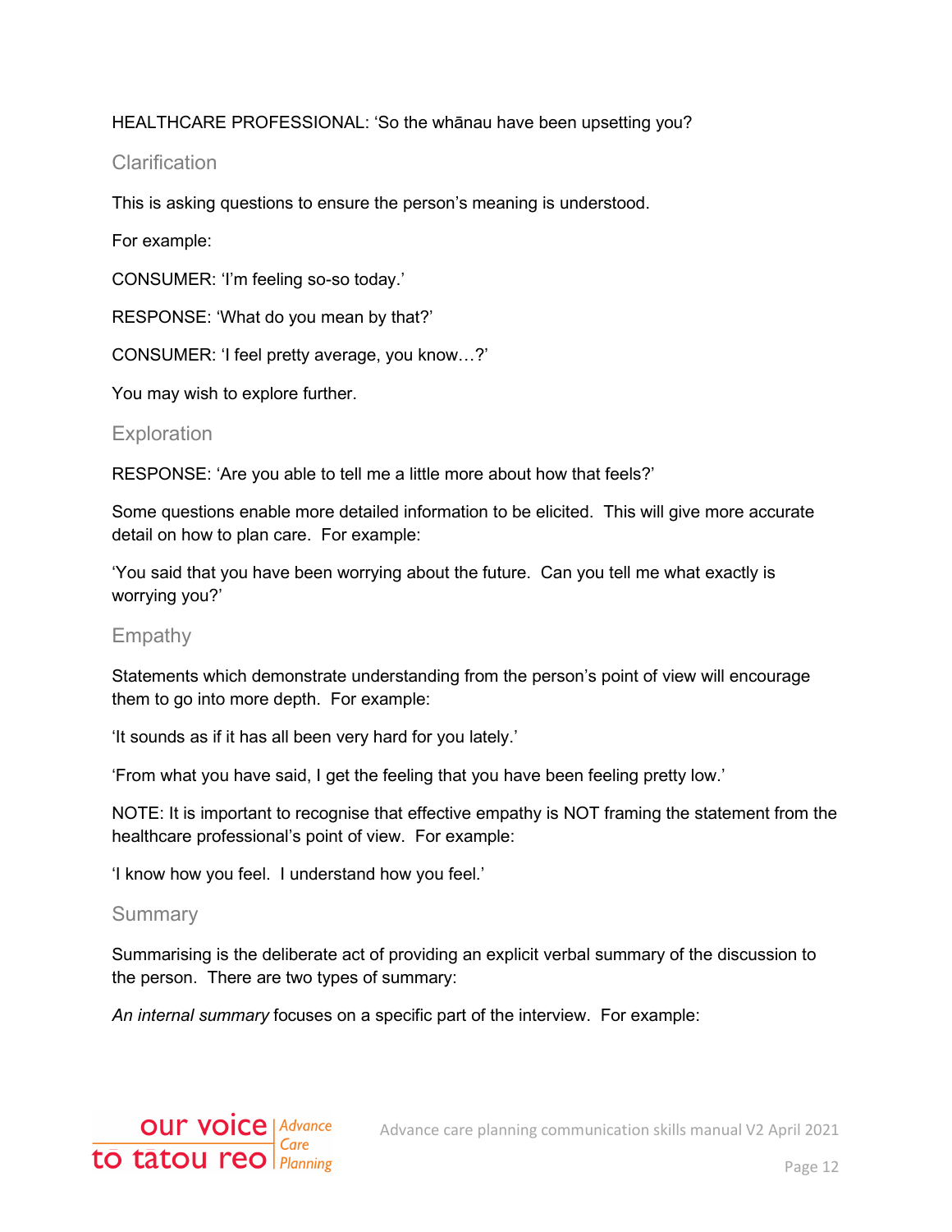HEALTHCARE PROFESSIONAL: 'So the whānau have been upsetting you?

### Clarification

This is asking questions to ensure the person's meaning is understood.

For example:

CONSUMER: 'I'm feeling so-so today.'

RESPONSE: 'What do you mean by that?'

CONSUMER: 'I feel pretty average, you know…?'

You may wish to explore further.

### Exploration

RESPONSE: 'Are you able to tell me a little more about how that feels?'

Some questions enable more detailed information to be elicited. This will give more accurate detail on how to plan care. For example:

'You said that you have been worrying about the future. Can you tell me what exactly is worrying you?'

### Empathy

Statements which demonstrate understanding from the person's point of view will encourage them to go into more depth. For example:

'It sounds as if it has all been very hard for you lately.'

'From what you have said, I get the feeling that you have been feeling pretty low.'

NOTE: It is important to recognise that effective empathy is NOT framing the statement from the healthcare professional's point of view. For example:

'I know how you feel. I understand how you feel.'

### Summary

Summarising is the deliberate act of providing an explicit verbal summary of the discussion to the person. There are two types of summary:

*An internal summary* focuses on a specific part of the interview. For example: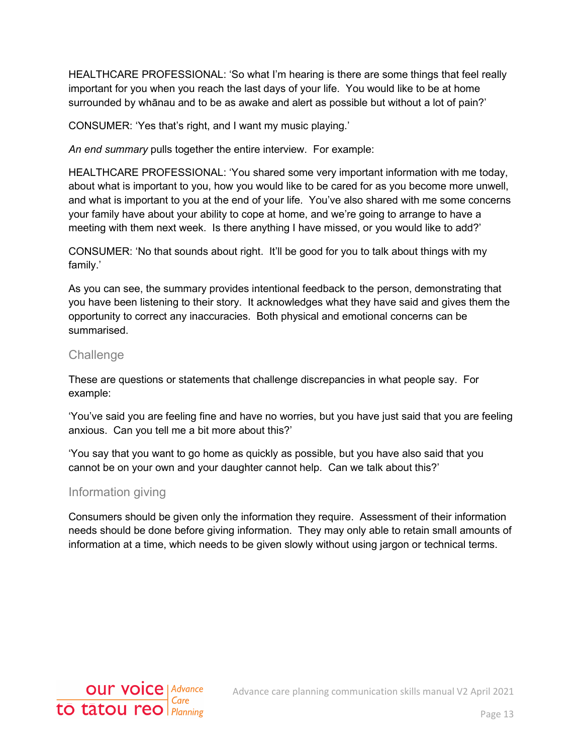HEALTHCARE PROFESSIONAL: 'So what I'm hearing is there are some things that feel really important for you when you reach the last days of your life. You would like to be at home surrounded by whānau and to be as awake and alert as possible but without a lot of pain?'

CONSUMER: 'Yes that's right, and I want my music playing.'

*An end summary* pulls together the entire interview. For example:

HEALTHCARE PROFESSIONAL: 'You shared some very important information with me today, about what is important to you, how you would like to be cared for as you become more unwell, and what is important to you at the end of your life. You've also shared with me some concerns your family have about your ability to cope at home, and we're going to arrange to have a meeting with them next week. Is there anything I have missed, or you would like to add?'

CONSUMER: 'No that sounds about right. It'll be good for you to talk about things with my family.'

As you can see, the summary provides intentional feedback to the person, demonstrating that you have been listening to their story. It acknowledges what they have said and gives them the opportunity to correct any inaccuracies. Both physical and emotional concerns can be summarised.

### Challenge

These are questions or statements that challenge discrepancies in what people say. For example:

'You've said you are feeling fine and have no worries, but you have just said that you are feeling anxious. Can you tell me a bit more about this?'

'You say that you want to go home as quickly as possible, but you have also said that you cannot be on your own and your daughter cannot help. Can we talk about this?'

### Information giving

Consumers should be given only the information they require. Assessment of their information needs should be done before giving information. They may only able to retain small amounts of information at a time, which needs to be given slowly without using jargon or technical terms.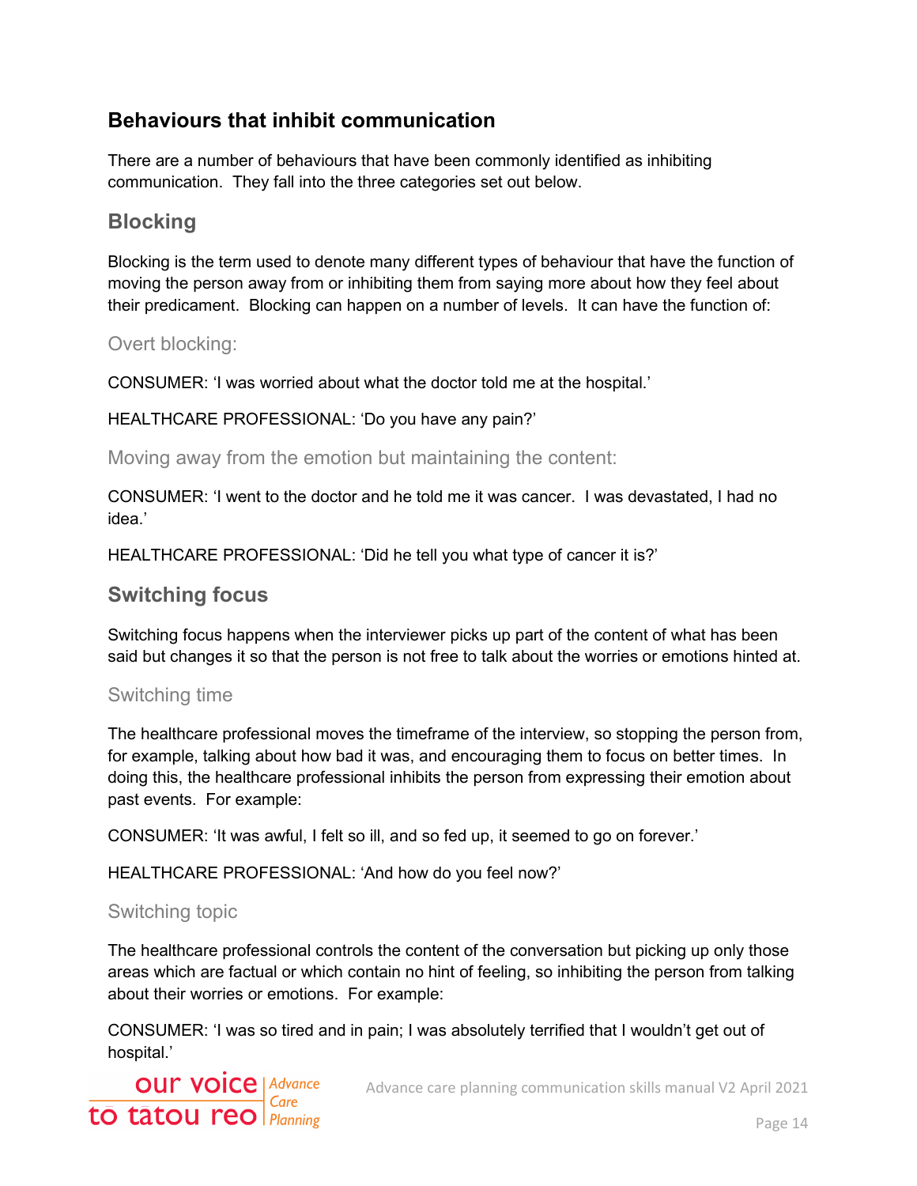## Behaviours that inhibit communication

There are a number of behaviours that have been commonly identified as inhibiting communication. They fall into the three categories set out below.

### Blocking

Blocking is the term used to denote many different types of behaviour that have the function of moving the person away from or inhibiting them from saying more about how they feel about their predicament. Blocking can happen on a number of levels. It can have the function of:

#### Overt blocking:

CONSUMER: 'I was worried about what the doctor told me at the hospital.'

HEALTHCARE PROFESSIONAL: 'Do you have any pain?'

#### Moving away from the emotion but maintaining the content:

CONSUMER: 'I went to the doctor and he told me it was cancer. I was devastated, I had no idea.'

HEALTHCARE PROFESSIONAL: 'Did he tell you what type of cancer it is?'

### Switching focus

Switching focus happens when the interviewer picks up part of the content of what has been said but changes it so that the person is not free to talk about the worries or emotions hinted at.

#### Switching time

The healthcare professional moves the timeframe of the interview, so stopping the person from, for example, talking about how bad it was, and encouraging them to focus on better times. In doing this, the healthcare professional inhibits the person from expressing their emotion about past events. For example:

CONSUMER: 'It was awful, I felt so ill, and so fed up, it seemed to go on forever.'

HEALTHCARE PROFESSIONAL: 'And how do you feel now?'

#### Switching topic

The healthcare professional controls the content of the conversation but picking up only those areas which are factual or which contain no hint of feeling, so inhibiting the person from talking about their worries or emotions. For example:

CONSUMER: 'I was so tired and in pain; I was absolutely terrified that I wouldn't get out of hospital.'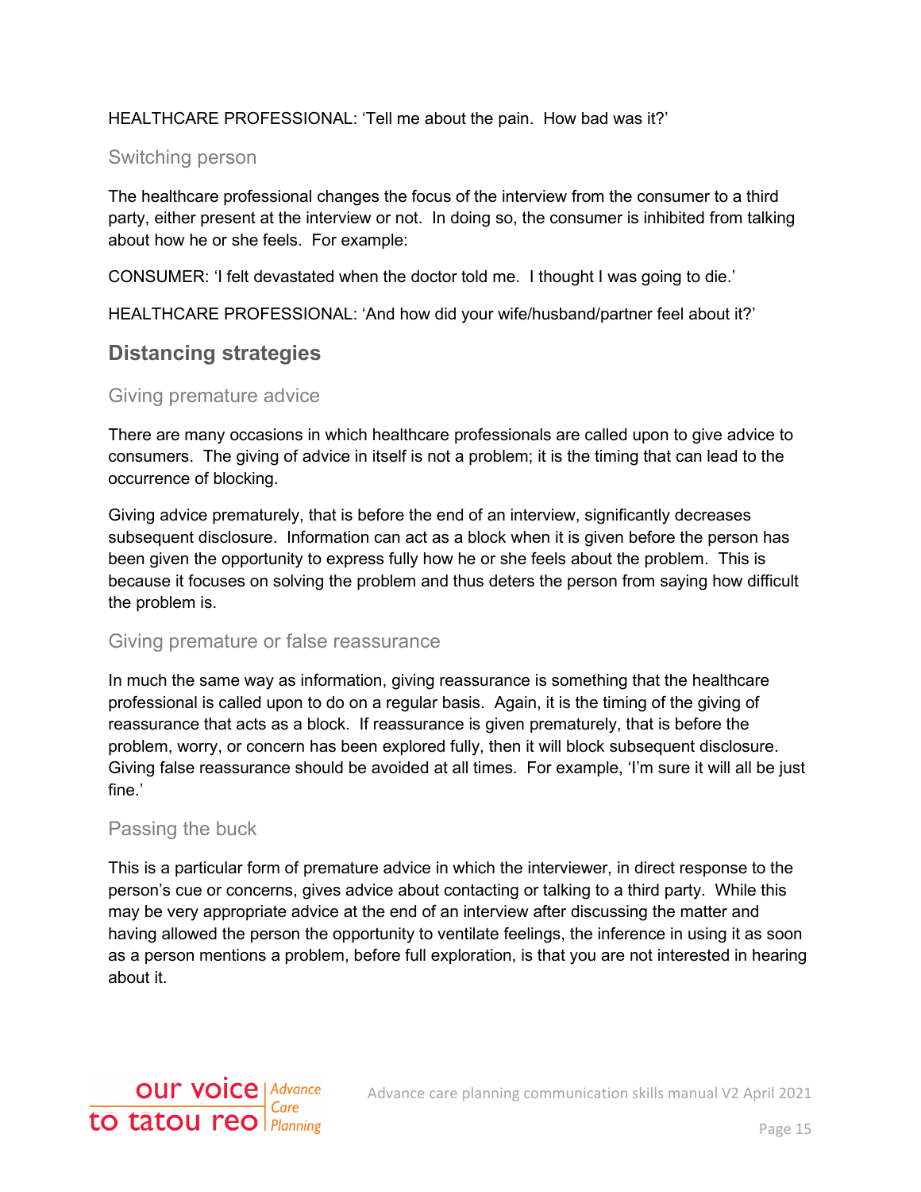HEALTHCARE PROFESSIONAL: 'Tell me about the pain.  How bad was it?'

### Switching person

The healthcare professional changes the focus of the interview from the consumer to a third party, either present at the interview or not.  In doing so, the consumer is inhibited from talking about how he or she feels.  For example:

CONSUMER: 'I felt devastated when the doctor told me.  I thought I was going to die.'

HEALTHCARE PROFESSIONAL: 'And how did your wife/husband/partner feel about it?'

## Distancing strategies

### Giving premature advice

There are many occasions in which healthcare professionals are called upon to give advice to consumers.  The giving of advice in itself is not a problem; it is the timing that can lead to the occurrence of blocking.

Giving advice prematurely, that is before the end of an interview, significantly decreases subsequent disclosure.  Information can act as a block when it is given before the person has been given the opportunity to express fully how he or she feels about the problem.  This is because it focuses on solving the problem and thus deters the person from saying how difficult the problem is.

### Giving premature or false reassurance

In much the same way as information, giving reassurance is something that the healthcare professional is called upon to do on a regular basis.  Again, it is the timing of the giving of reassurance that acts as a block.  If reassurance is given prematurely, that is before the problem, worry, or concern has been explored fully, then it will block subsequent disclosure.  Giving false reassurance should be avoided at all times.  For example, 'I'm sure it will all be just fine.'

### Passing the buck

This is a particular form of premature advice in which the interviewer, in direct response to the person's cue or concerns, gives advice about contacting or talking to a third party.  While this may be very appropriate advice at the end of an interview after discussing the matter and having allowed the person the opportunity to ventilate feelings, the inference in using it as soon as a person mentions a problem, before full exploration, is that you are not interested in hearing about it.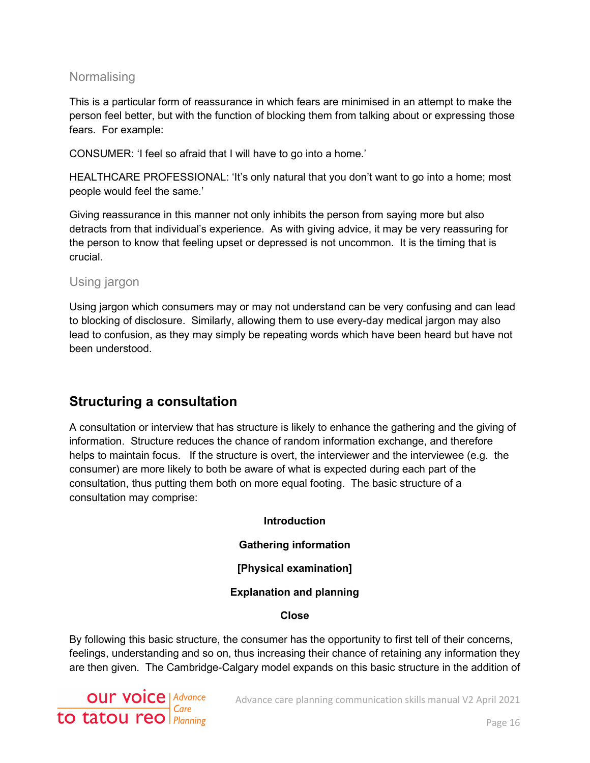### Normalising

This is a particular form of reassurance in which fears are minimised in an attempt to make the person feel better, but with the function of blocking them from talking about or expressing those fears. For example:

CONSUMER: 'I feel so afraid that I will have to go into a home.'

HEALTHCARE PROFESSIONAL: 'It's only natural that you don't want to go into a home; most people would feel the same.'

Giving reassurance in this manner not only inhibits the person from saying more but also detracts from that individual's experience. As with giving advice, it may be very reassuring for the person to know that feeling upset or depressed is not uncommon. It is the timing that is crucial.

### Using jargon

Using jargon which consumers may or may not understand can be very confusing and can lead to blocking of disclosure. Similarly, allowing them to use every-day medical jargon may also lead to confusion, as they may simply be repeating words which have been heard but have not been understood.

## Structuring a consultation

A consultation or interview that has structure is likely to enhance the gathering and the giving of information. Structure reduces the chance of random information exchange, and therefore helps to maintain focus. If the structure is overt, the interviewer and the interviewee (e.g. the consumer) are more likely to both be aware of what is expected during each part of the consultation, thus putting them both on more equal footing. The basic structure of a consultation may comprise:

**Introduction**

**Gathering information**

**[Physical examination]**

**Explanation and planning**

**Close**

By following this basic structure, the consumer has the opportunity to first tell of their concerns, feelings, understanding and so on, thus increasing their chance of retaining any information they are then given. The Cambridge-Calgary model expands on this basic structure in the addition of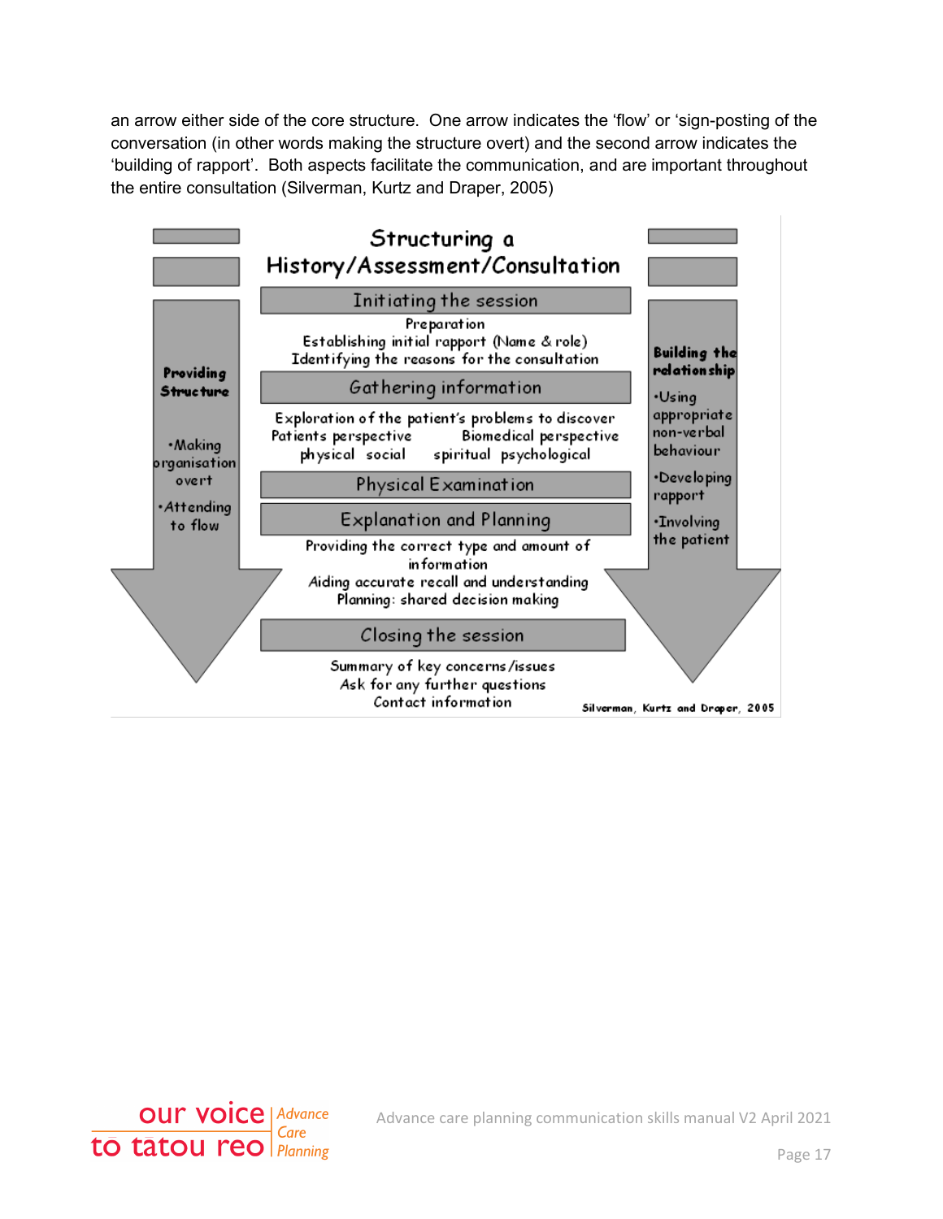an arrow either side of the core structure. One arrow indicates the 'flow' or 'sign-posting of the conversation (in other words making the structure overt) and the second arrow indicates the 'building of rapport'. Both aspects facilitate the communication, and are important throughout the entire consultation (Silverman, Kurtz and Draper, 2005)

**Structuring a History/Assessment/Consultation**

**Providing Structure**

- Making organisation overt
- Attending to flow

**Initiating the session**

Preparation
Establishing initial rapport (Name & role)
Identifying the reasons for the consultation

**Gathering information**

Exploration of the patient's problems to discover
Patients perspective — Biomedical perspective
physical social — spiritual psychological

**Physical Examination**

**Explanation and Planning**

Providing the correct type and amount of information
Aiding accurate recall and understanding
Planning: shared decision making

**Closing the session**

Summary of key concerns/issues
Ask for any further questions
Contact information

**Building the relationship**

- Using appropriate non-verbal behaviour
- Developing rapport
- Involving the patient

Silverman, Kurtz and Draper, 2005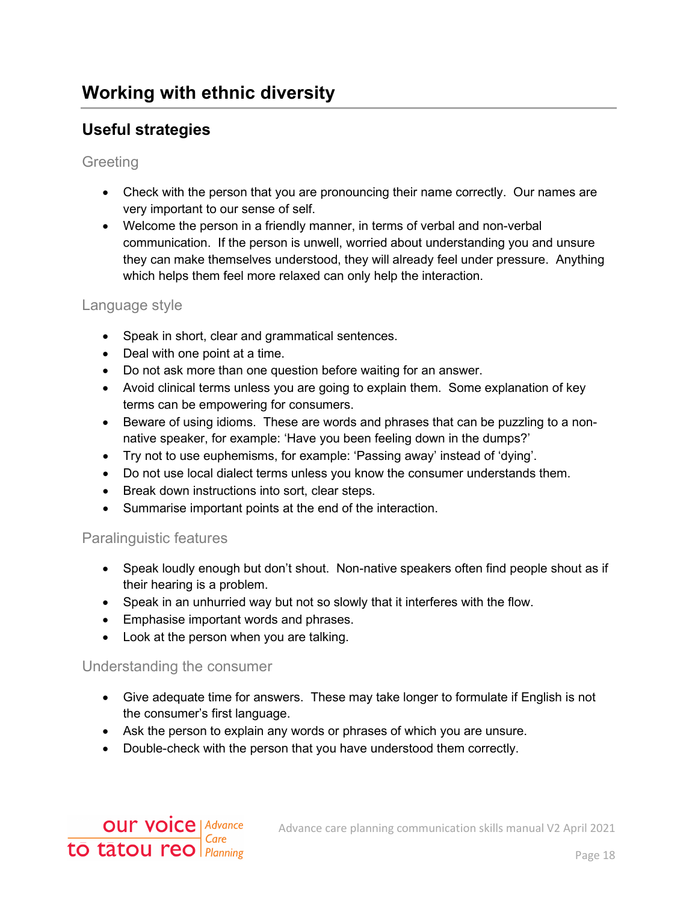# Working with ethnic diversity

## Useful strategies

### Greeting

- Check with the person that you are pronouncing their name correctly. Our names are very important to our sense of self.
- Welcome the person in a friendly manner, in terms of verbal and non-verbal communication. If the person is unwell, worried about understanding you and unsure they can make themselves understood, they will already feel under pressure. Anything which helps them feel more relaxed can only help the interaction.

### Language style

- Speak in short, clear and grammatical sentences.
- Deal with one point at a time.
- Do not ask more than one question before waiting for an answer.
- Avoid clinical terms unless you are going to explain them. Some explanation of key terms can be empowering for consumers.
- Beware of using idioms. These are words and phrases that can be puzzling to a non-native speaker, for example: 'Have you been feeling down in the dumps?'
- Try not to use euphemisms, for example: 'Passing away' instead of 'dying'.
- Do not use local dialect terms unless you know the consumer understands them.
- Break down instructions into sort, clear steps.
- Summarise important points at the end of the interaction.

### Paralinguistic features

- Speak loudly enough but don't shout. Non-native speakers often find people shout as if their hearing is a problem.
- Speak in an unhurried way but not so slowly that it interferes with the flow.
- Emphasise important words and phrases.
- Look at the person when you are talking.

### Understanding the consumer

- Give adequate time for answers. These may take longer to formulate if English is not the consumer's first language.
- Ask the person to explain any words or phrases of which you are unsure.
- Double-check with the person that you have understood them correctly.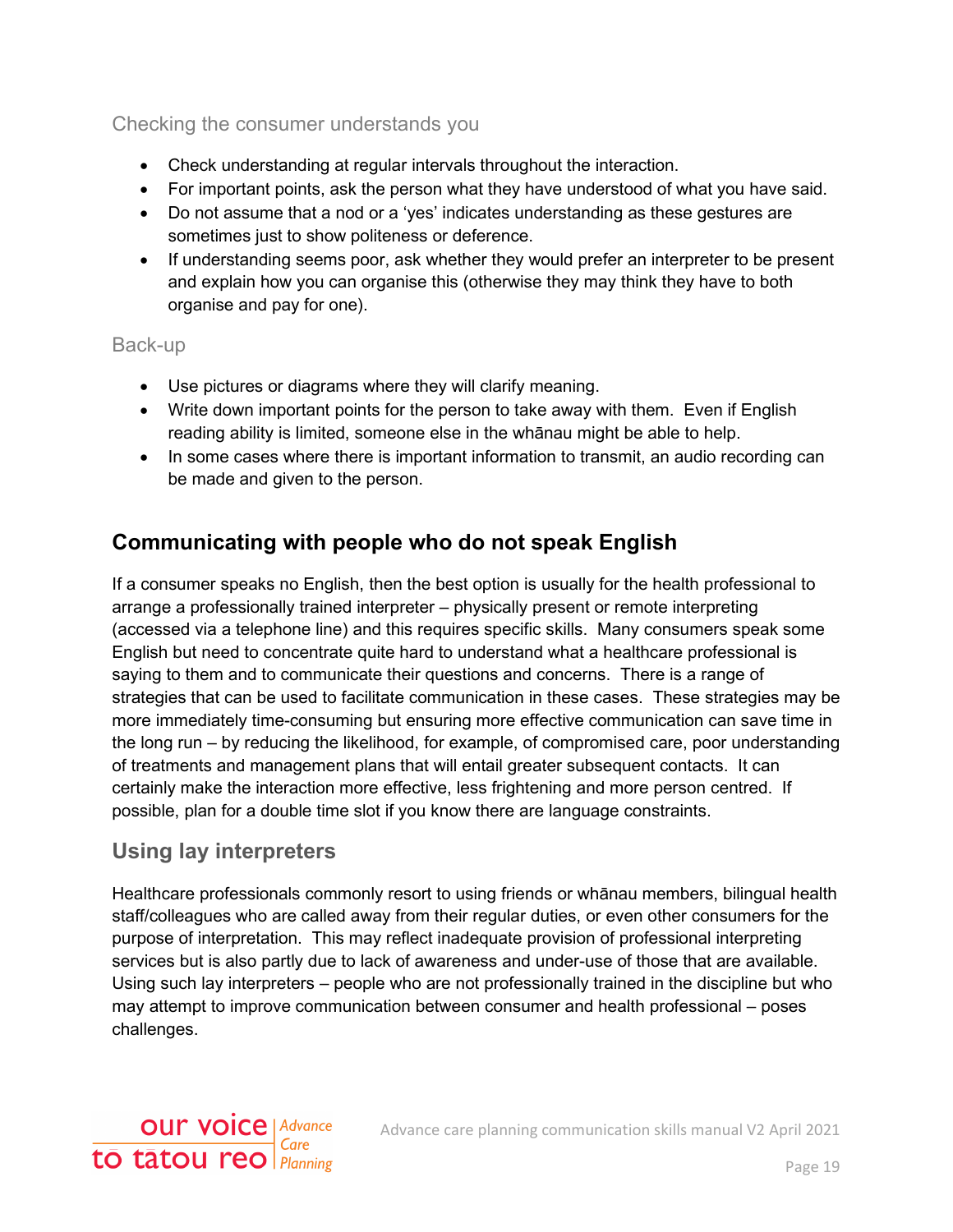### Checking the consumer understands you

- Check understanding at regular intervals throughout the interaction.
- For important points, ask the person what they have understood of what you have said.
- Do not assume that a nod or a 'yes' indicates understanding as these gestures are sometimes just to show politeness or deference.
- If understanding seems poor, ask whether they would prefer an interpreter to be present and explain how you can organise this (otherwise they may think they have to both organise and pay for one).

### Back-up

- Use pictures or diagrams where they will clarify meaning.
- Write down important points for the person to take away with them. Even if English reading ability is limited, someone else in the whānau might be able to help.
- In some cases where there is important information to transmit, an audio recording can be made and given to the person.

## Communicating with people who do not speak English

If a consumer speaks no English, then the best option is usually for the health professional to arrange a professionally trained interpreter – physically present or remote interpreting (accessed via a telephone line) and this requires specific skills. Many consumers speak some English but need to concentrate quite hard to understand what a healthcare professional is saying to them and to communicate their questions and concerns. There is a range of strategies that can be used to facilitate communication in these cases. These strategies may be more immediately time-consuming but ensuring more effective communication can save time in the long run – by reducing the likelihood, for example, of compromised care, poor understanding of treatments and management plans that will entail greater subsequent contacts. It can certainly make the interaction more effective, less frightening and more person centred. If possible, plan for a double time slot if you know there are language constraints.

### Using lay interpreters

Healthcare professionals commonly resort to using friends or whānau members, bilingual health staff/colleagues who are called away from their regular duties, or even other consumers for the purpose of interpretation. This may reflect inadequate provision of professional interpreting services but is also partly due to lack of awareness and under-use of those that are available. Using such lay interpreters – people who are not professionally trained in the discipline but who may attempt to improve communication between consumer and health professional – poses challenges.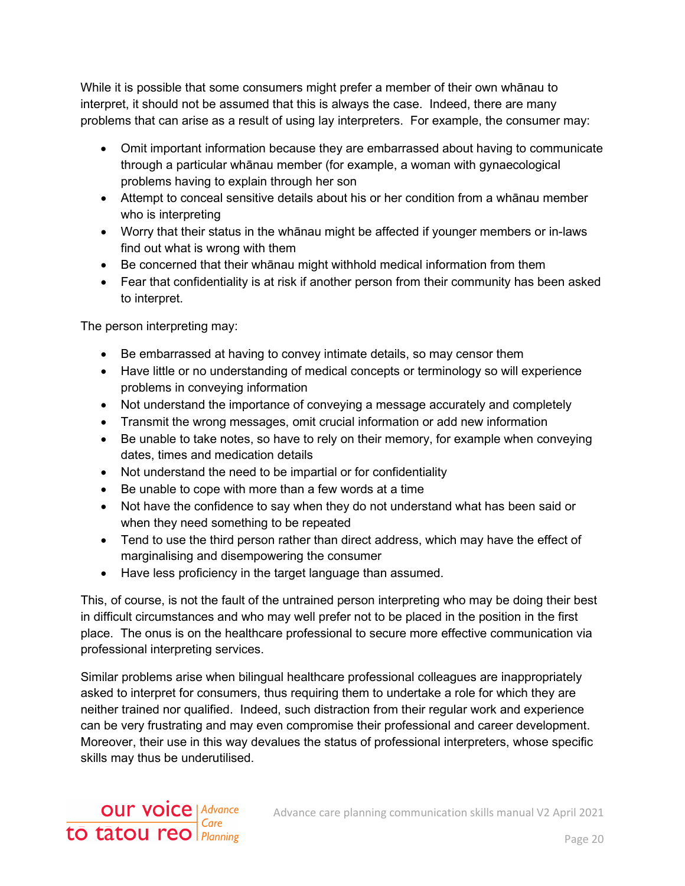While it is possible that some consumers might prefer a member of their own whānau to interpret, it should not be assumed that this is always the case. Indeed, there are many problems that can arise as a result of using lay interpreters. For example, the consumer may:

- Omit important information because they are embarrassed about having to communicate through a particular whānau member (for example, a woman with gynaecological problems having to explain through her son
- Attempt to conceal sensitive details about his or her condition from a whānau member who is interpreting
- Worry that their status in the whānau might be affected if younger members or in-laws find out what is wrong with them
- Be concerned that their whānau might withhold medical information from them
- Fear that confidentiality is at risk if another person from their community has been asked to interpret.

The person interpreting may:

- Be embarrassed at having to convey intimate details, so may censor them
- Have little or no understanding of medical concepts or terminology so will experience problems in conveying information
- Not understand the importance of conveying a message accurately and completely
- Transmit the wrong messages, omit crucial information or add new information
- Be unable to take notes, so have to rely on their memory, for example when conveying dates, times and medication details
- Not understand the need to be impartial or for confidentiality
- Be unable to cope with more than a few words at a time
- Not have the confidence to say when they do not understand what has been said or when they need something to be repeated
- Tend to use the third person rather than direct address, which may have the effect of marginalising and disempowering the consumer
- Have less proficiency in the target language than assumed.

This, of course, is not the fault of the untrained person interpreting who may be doing their best in difficult circumstances and who may well prefer not to be placed in the position in the first place. The onus is on the healthcare professional to secure more effective communication via professional interpreting services.

Similar problems arise when bilingual healthcare professional colleagues are inappropriately asked to interpret for consumers, thus requiring them to undertake a role for which they are neither trained nor qualified. Indeed, such distraction from their regular work and experience can be very frustrating and may even compromise their professional and career development. Moreover, their use in this way devalues the status of professional interpreters, whose specific skills may thus be underutilised.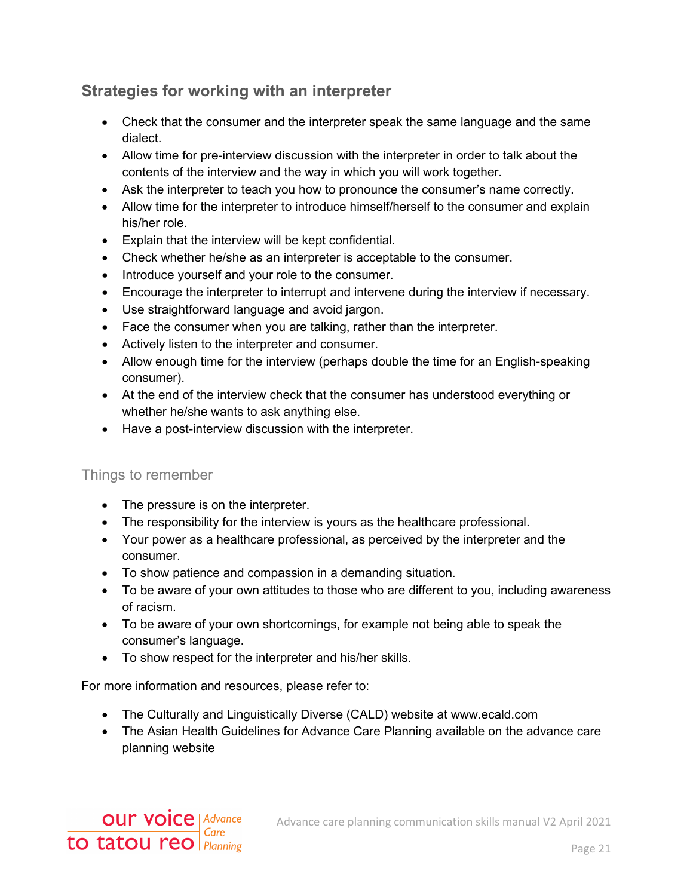## Strategies for working with an interpreter

- Check that the consumer and the interpreter speak the same language and the same dialect.
- Allow time for pre-interview discussion with the interpreter in order to talk about the contents of the interview and the way in which you will work together.
- Ask the interpreter to teach you how to pronounce the consumer's name correctly.
- Allow time for the interpreter to introduce himself/herself to the consumer and explain his/her role.
- Explain that the interview will be kept confidential.
- Check whether he/she as an interpreter is acceptable to the consumer.
- Introduce yourself and your role to the consumer.
- Encourage the interpreter to interrupt and intervene during the interview if necessary.
- Use straightforward language and avoid jargon.
- Face the consumer when you are talking, rather than the interpreter.
- Actively listen to the interpreter and consumer.
- Allow enough time for the interview (perhaps double the time for an English-speaking consumer).
- At the end of the interview check that the consumer has understood everything or whether he/she wants to ask anything else.
- Have a post-interview discussion with the interpreter.

### Things to remember

- The pressure is on the interpreter.
- The responsibility for the interview is yours as the healthcare professional.
- Your power as a healthcare professional, as perceived by the interpreter and the consumer.
- To show patience and compassion in a demanding situation.
- To be aware of your own attitudes to those who are different to you, including awareness of racism.
- To be aware of your own shortcomings, for example not being able to speak the consumer's language.
- To show respect for the interpreter and his/her skills.

For more information and resources, please refer to:

- The Culturally and Linguistically Diverse (CALD) website at www.ecald.com
- The Asian Health Guidelines for Advance Care Planning available on the advance care planning website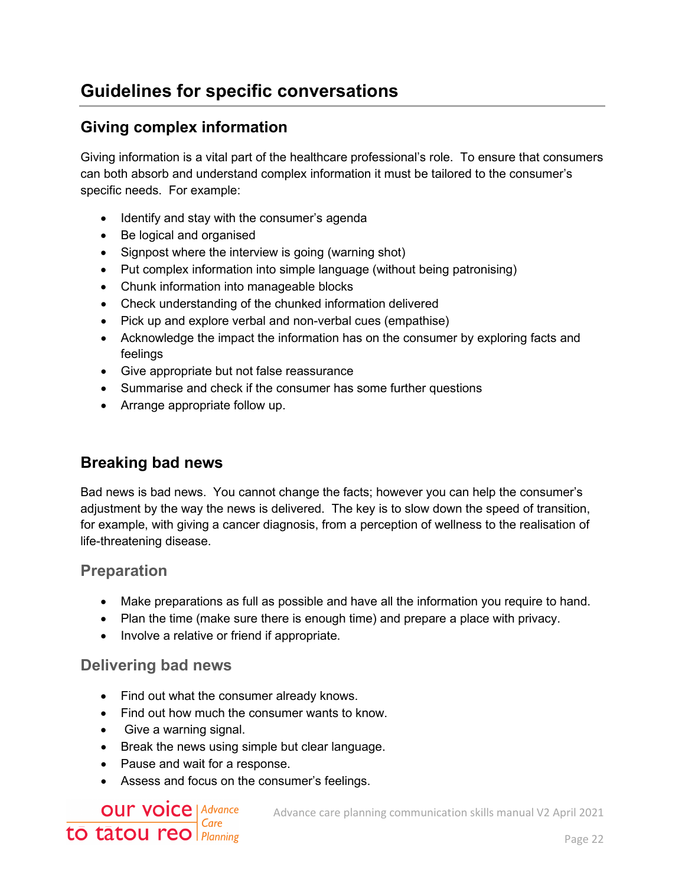# Guidelines for specific conversations

## Giving complex information

Giving information is a vital part of the healthcare professional's role. To ensure that consumers can both absorb and understand complex information it must be tailored to the consumer's specific needs. For example:

- Identify and stay with the consumer's agenda
- Be logical and organised
- Signpost where the interview is going (warning shot)
- Put complex information into simple language (without being patronising)
- Chunk information into manageable blocks
- Check understanding of the chunked information delivered
- Pick up and explore verbal and non-verbal cues (empathise)
- Acknowledge the impact the information has on the consumer by exploring facts and feelings
- Give appropriate but not false reassurance
- Summarise and check if the consumer has some further questions
- Arrange appropriate follow up.

## Breaking bad news

Bad news is bad news. You cannot change the facts; however you can help the consumer's adjustment by the way the news is delivered. The key is to slow down the speed of transition, for example, with giving a cancer diagnosis, from a perception of wellness to the realisation of life-threatening disease.

### Preparation

- Make preparations as full as possible and have all the information you require to hand.
- Plan the time (make sure there is enough time) and prepare a place with privacy.
- Involve a relative or friend if appropriate.

### Delivering bad news

- Find out what the consumer already knows.
- Find out how much the consumer wants to know.
- Give a warning signal.
- Break the news using simple but clear language.
- Pause and wait for a response.
- Assess and focus on the consumer's feelings.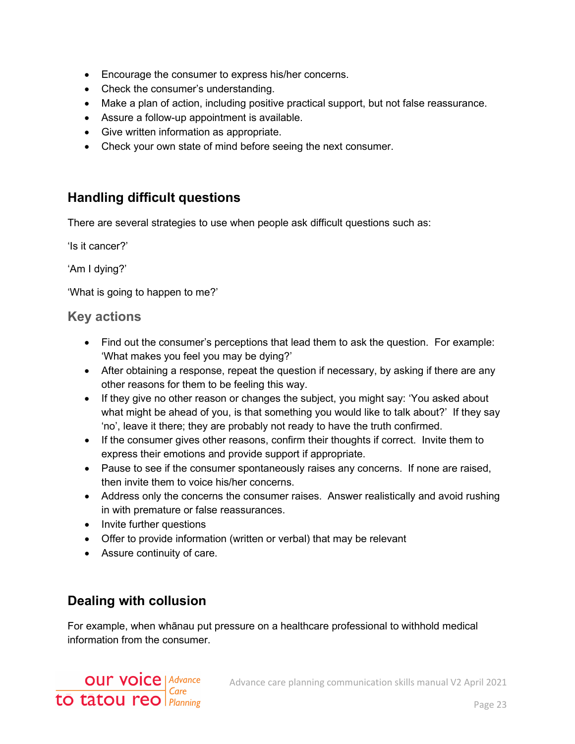- Encourage the consumer to express his/her concerns.
- Check the consumer's understanding.
- Make a plan of action, including positive practical support, but not false reassurance.
- Assure a follow-up appointment is available.
- Give written information as appropriate.
- Check your own state of mind before seeing the next consumer.

## Handling difficult questions

There are several strategies to use when people ask difficult questions such as:

'Is it cancer?'

'Am I dying?'

'What is going to happen to me?'

### Key actions

- Find out the consumer's perceptions that lead them to ask the question. For example: 'What makes you feel you may be dying?'
- After obtaining a response, repeat the question if necessary, by asking if there are any other reasons for them to be feeling this way.
- If they give no other reason or changes the subject, you might say: 'You asked about what might be ahead of you, is that something you would like to talk about?' If they say 'no', leave it there; they are probably not ready to have the truth confirmed.
- If the consumer gives other reasons, confirm their thoughts if correct. Invite them to express their emotions and provide support if appropriate.
- Pause to see if the consumer spontaneously raises any concerns. If none are raised, then invite them to voice his/her concerns.
- Address only the concerns the consumer raises. Answer realistically and avoid rushing in with premature or false reassurances.
- Invite further questions
- Offer to provide information (written or verbal) that may be relevant
- Assure continuity of care.

## Dealing with collusion

For example, when whānau put pressure on a healthcare professional to withhold medical information from the consumer.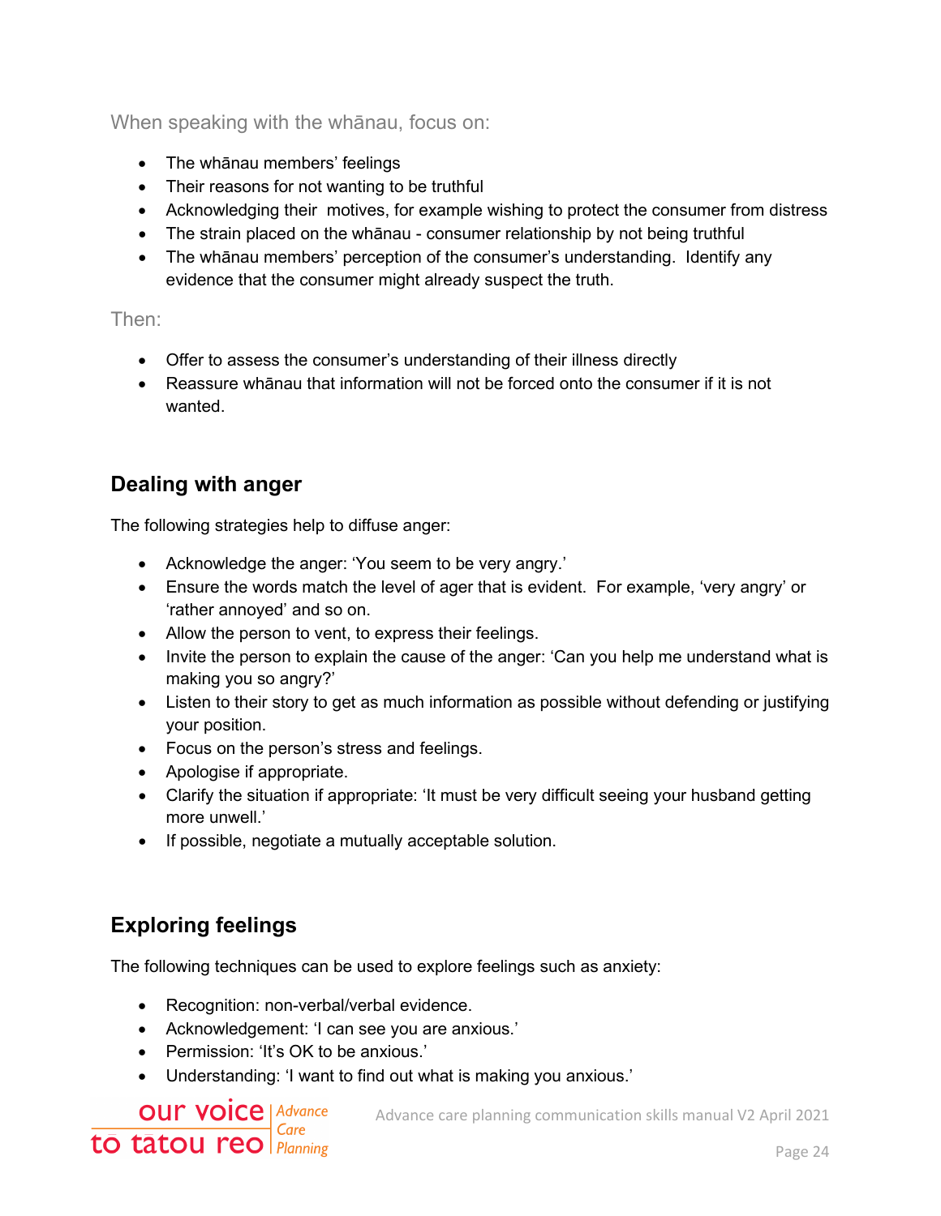When speaking with the whānau, focus on:

- The whānau members' feelings
- Their reasons for not wanting to be truthful
- Acknowledging their motives, for example wishing to protect the consumer from distress
- The strain placed on the whānau - consumer relationship by not being truthful
- The whānau members' perception of the consumer's understanding. Identify any evidence that the consumer might already suspect the truth.

Then:

- Offer to assess the consumer's understanding of their illness directly
- Reassure whānau that information will not be forced onto the consumer if it is not wanted.

## Dealing with anger

The following strategies help to diffuse anger:

- Acknowledge the anger: 'You seem to be very angry.'
- Ensure the words match the level of ager that is evident. For example, 'very angry' or 'rather annoyed' and so on.
- Allow the person to vent, to express their feelings.
- Invite the person to explain the cause of the anger: 'Can you help me understand what is making you so angry?'
- Listen to their story to get as much information as possible without defending or justifying your position.
- Focus on the person's stress and feelings.
- Apologise if appropriate.
- Clarify the situation if appropriate: 'It must be very difficult seeing your husband getting more unwell.'
- If possible, negotiate a mutually acceptable solution.

## Exploring feelings

The following techniques can be used to explore feelings such as anxiety:

- Recognition: non-verbal/verbal evidence.
- Acknowledgement: 'I can see you are anxious.'
- Permission: 'It's OK to be anxious.'
- Understanding: 'I want to find out what is making you anxious.'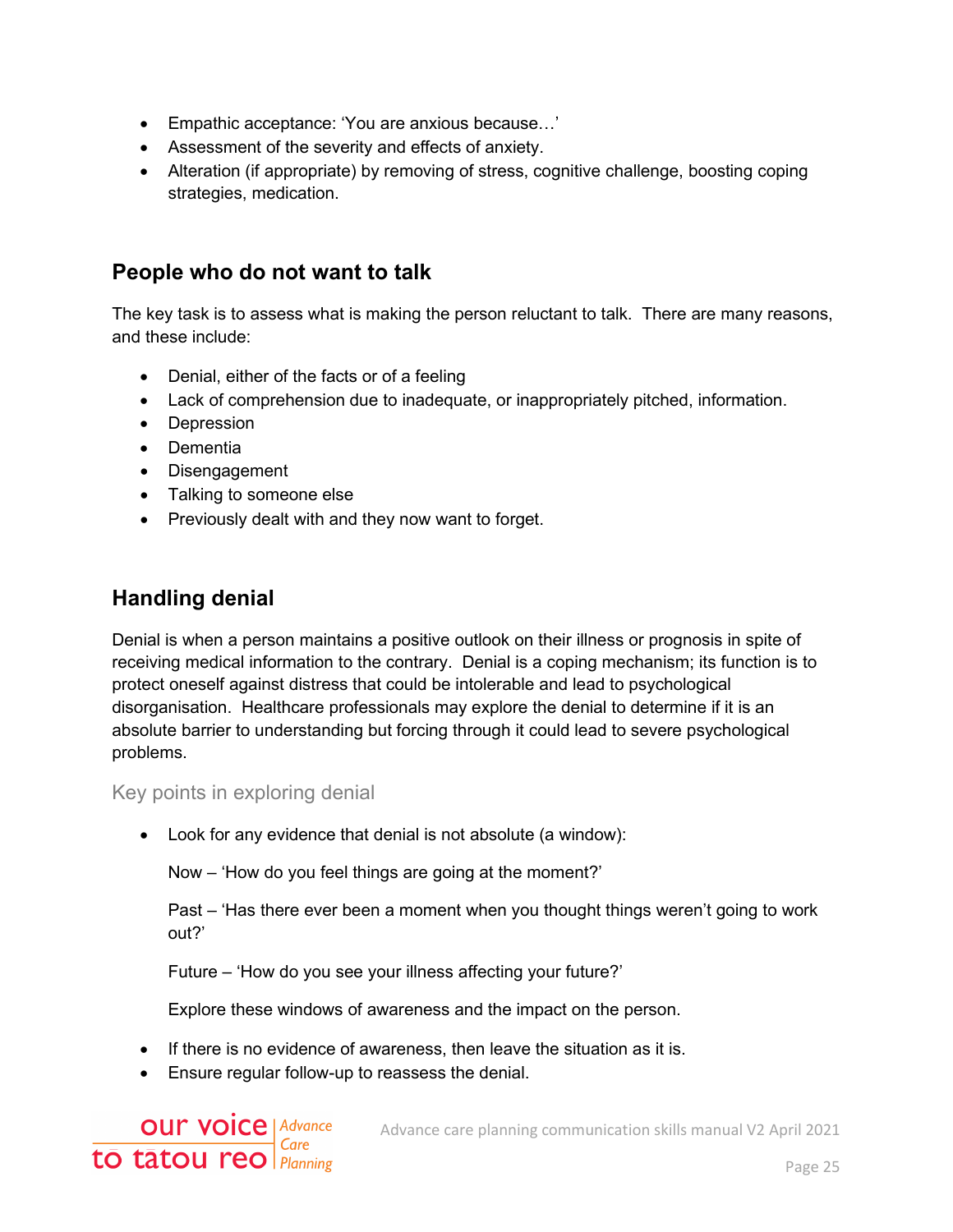- Empathic acceptance: 'You are anxious because…'
- Assessment of the severity and effects of anxiety.
- Alteration (if appropriate) by removing of stress, cognitive challenge, boosting coping strategies, medication.

## People who do not want to talk

The key task is to assess what is making the person reluctant to talk. There are many reasons, and these include:

- Denial, either of the facts or of a feeling
- Lack of comprehension due to inadequate, or inappropriately pitched, information.
- Depression
- Dementia
- Disengagement
- Talking to someone else
- Previously dealt with and they now want to forget.

## Handling denial

Denial is when a person maintains a positive outlook on their illness or prognosis in spite of receiving medical information to the contrary. Denial is a coping mechanism; its function is to protect oneself against distress that could be intolerable and lead to psychological disorganisation. Healthcare professionals may explore the denial to determine if it is an absolute barrier to understanding but forcing through it could lead to severe psychological problems.

### Key points in exploring denial

- Look for any evidence that denial is not absolute (a window):

  Now – 'How do you feel things are going at the moment?'

  Past – 'Has there ever been a moment when you thought things weren't going to work out?'

  Future – 'How do you see your illness affecting your future?'

  Explore these windows of awareness and the impact on the person.

- If there is no evidence of awareness, then leave the situation as it is.
- Ensure regular follow-up to reassess the denial.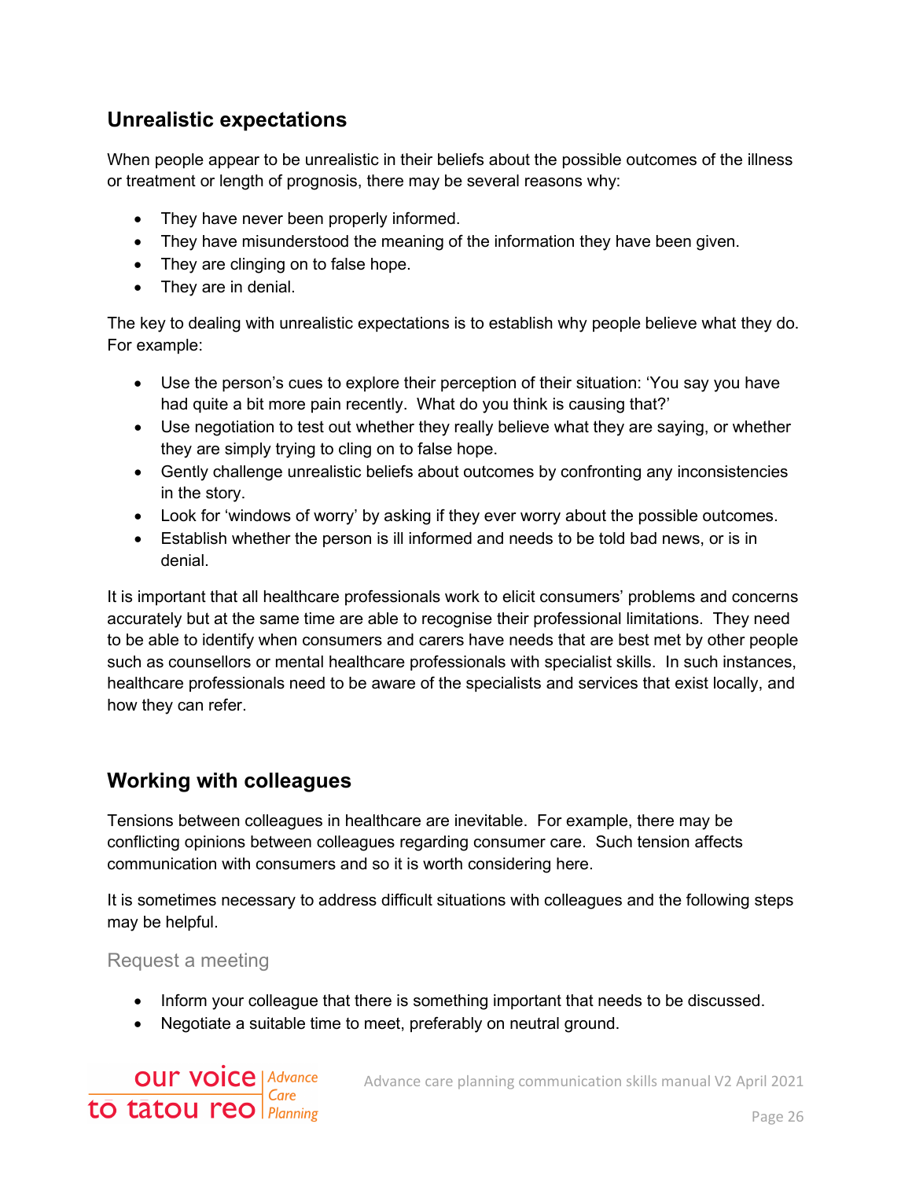## Unrealistic expectations

When people appear to be unrealistic in their beliefs about the possible outcomes of the illness or treatment or length of prognosis, there may be several reasons why:

- They have never been properly informed.
- They have misunderstood the meaning of the information they have been given.
- They are clinging on to false hope.
- They are in denial.

The key to dealing with unrealistic expectations is to establish why people believe what they do. For example:

- Use the person's cues to explore their perception of their situation: 'You say you have had quite a bit more pain recently. What do you think is causing that?'
- Use negotiation to test out whether they really believe what they are saying, or whether they are simply trying to cling on to false hope.
- Gently challenge unrealistic beliefs about outcomes by confronting any inconsistencies in the story.
- Look for 'windows of worry' by asking if they ever worry about the possible outcomes.
- Establish whether the person is ill informed and needs to be told bad news, or is in denial.

It is important that all healthcare professionals work to elicit consumers' problems and concerns accurately but at the same time are able to recognise their professional limitations. They need to be able to identify when consumers and carers have needs that are best met by other people such as counsellors or mental healthcare professionals with specialist skills. In such instances, healthcare professionals need to be aware of the specialists and services that exist locally, and how they can refer.

## Working with colleagues

Tensions between colleagues in healthcare are inevitable. For example, there may be conflicting opinions between colleagues regarding consumer care. Such tension affects communication with consumers and so it is worth considering here.

It is sometimes necessary to address difficult situations with colleagues and the following steps may be helpful.

### Request a meeting

- Inform your colleague that there is something important that needs to be discussed.
- Negotiate a suitable time to meet, preferably on neutral ground.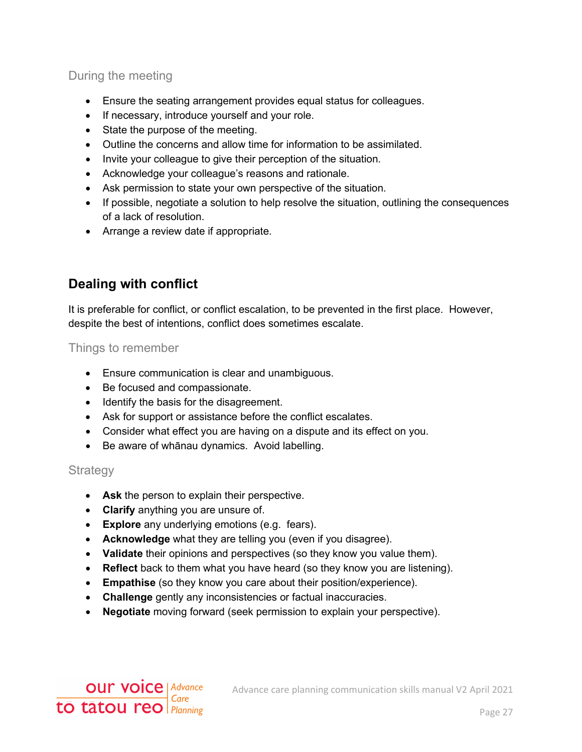### During the meeting

- Ensure the seating arrangement provides equal status for colleagues.
- If necessary, introduce yourself and your role.
- State the purpose of the meeting.
- Outline the concerns and allow time for information to be assimilated.
- Invite your colleague to give their perception of the situation.
- Acknowledge your colleague's reasons and rationale.
- Ask permission to state your own perspective of the situation.
- If possible, negotiate a solution to help resolve the situation, outlining the consequences of a lack of resolution.
- Arrange a review date if appropriate.

## Dealing with conflict

It is preferable for conflict, or conflict escalation, to be prevented in the first place. However, despite the best of intentions, conflict does sometimes escalate.

### Things to remember

- Ensure communication is clear and unambiguous.
- Be focused and compassionate.
- Identify the basis for the disagreement.
- Ask for support or assistance before the conflict escalates.
- Consider what effect you are having on a dispute and its effect on you.
- Be aware of whānau dynamics. Avoid labelling.

### Strategy

- **Ask** the person to explain their perspective.
- **Clarify** anything you are unsure of.
- **Explore** any underlying emotions (e.g. fears).
- **Acknowledge** what they are telling you (even if you disagree).
- **Validate** their opinions and perspectives (so they know you value them).
- **Reflect** back to them what you have heard (so they know you are listening).
- **Empathise** (so they know you care about their position/experience).
- **Challenge** gently any inconsistencies or factual inaccuracies.
- **Negotiate** moving forward (seek permission to explain your perspective).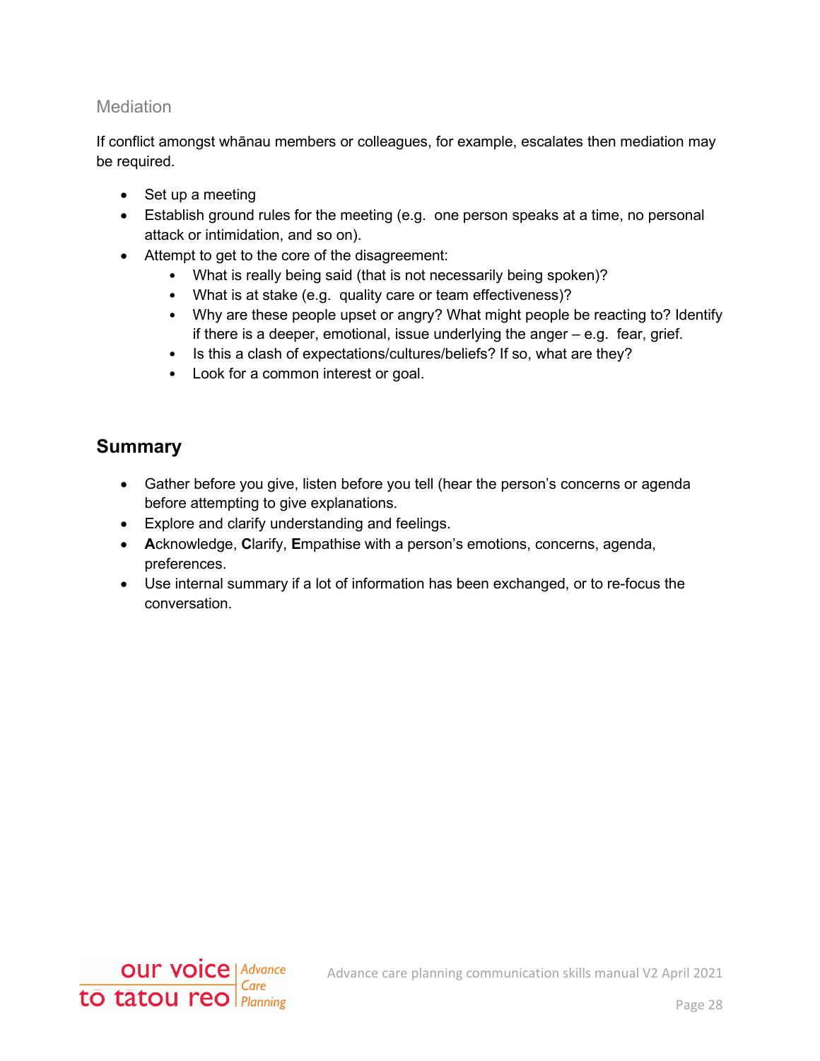### Mediation

If conflict amongst whānau members or colleagues, for example, escalates then mediation may be required.

- Set up a meeting
- Establish ground rules for the meeting (e.g. one person speaks at a time, no personal attack or intimidation, and so on).
- Attempt to get to the core of the disagreement:
    - What is really being said (that is not necessarily being spoken)?
    - What is at stake (e.g. quality care or team effectiveness)?
    - Why are these people upset or angry? What might people be reacting to? Identify if there is a deeper, emotional, issue underlying the anger – e.g. fear, grief.
    - Is this a clash of expectations/cultures/beliefs? If so, what are they?
    - Look for a common interest or goal.

## Summary

- Gather before you give, listen before you tell (hear the person's concerns or agenda before attempting to give explanations.
- Explore and clarify understanding and feelings.
- **A**cknowledge, **C**larify, **E**mpathise with a person's emotions, concerns, agenda, preferences.
- Use internal summary if a lot of information has been exchanged, or to re-focus the conversation.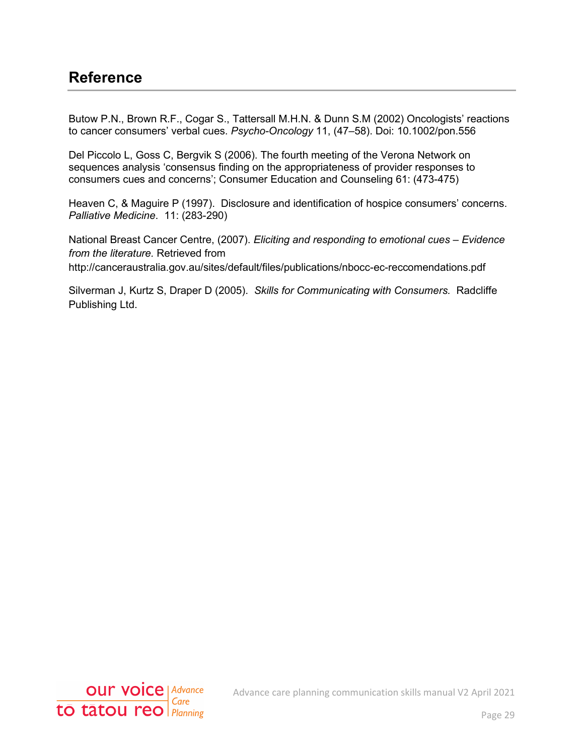## Reference

Butow P.N., Brown R.F., Cogar S., Tattersall M.H.N. & Dunn S.M (2002) Oncologists' reactions to cancer consumers' verbal cues. *Psycho-Oncology* 11, (47–58). Doi: 10.1002/pon.556

Del Piccolo L, Goss C, Bergvik S (2006). The fourth meeting of the Verona Network on sequences analysis 'consensus finding on the appropriateness of provider responses to consumers cues and concerns'; Consumer Education and Counseling 61: (473-475)

Heaven C, & Maguire P (1997). Disclosure and identification of hospice consumers' concerns. *Palliative Medicine*. 11: (283-290)

National Breast Cancer Centre, (2007). *Eliciting and responding to emotional cues – Evidence from the literature.* Retrieved from http://canceraustralia.gov.au/sites/default/files/publications/nbocc-ec-reccomendations.pdf

Silverman J, Kurtz S, Draper D (2005). *Skills for Communicating with Consumers.* Radcliffe Publishing Ltd.